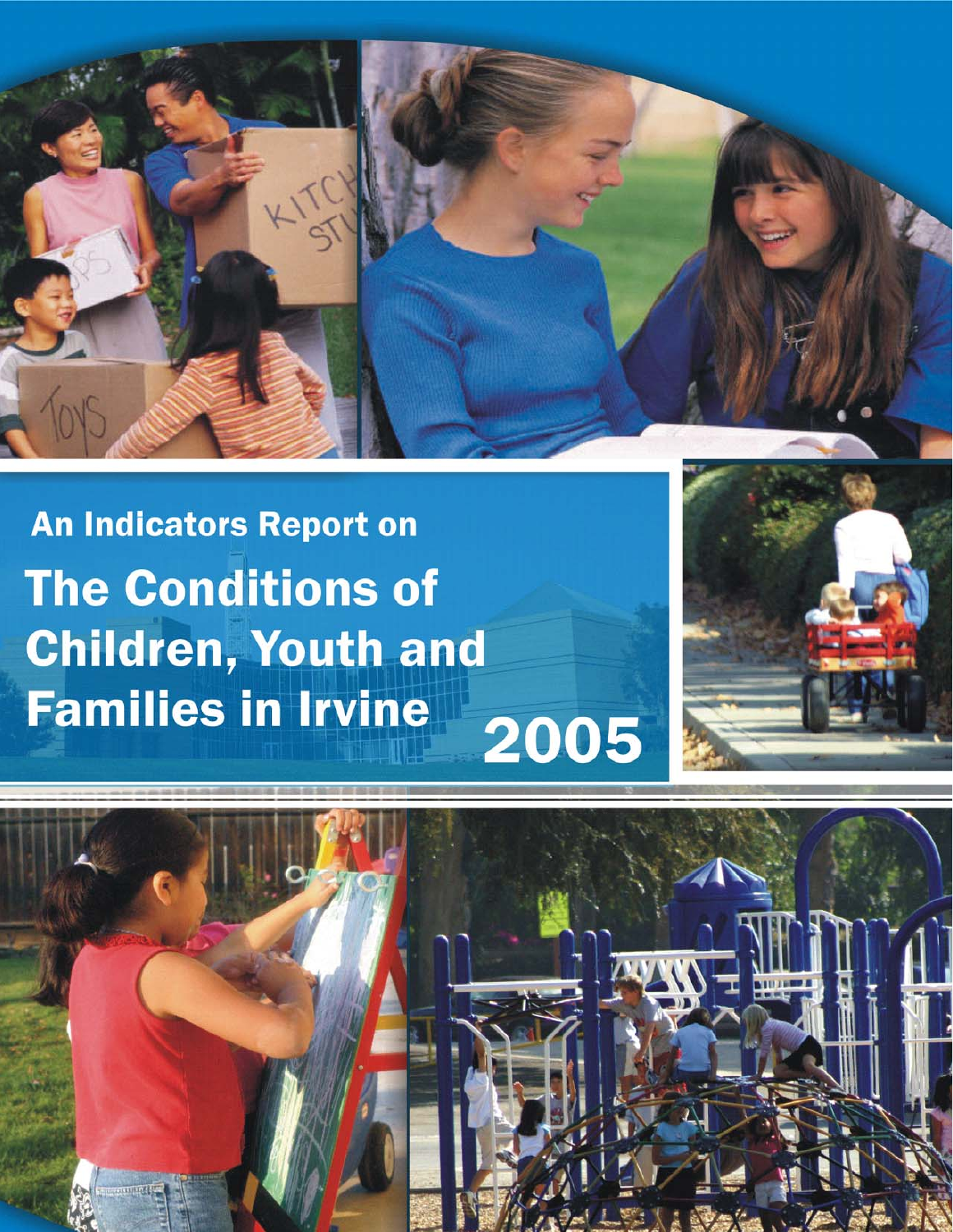An Indicators Report on

# The Conditions of Children, Youth and Families in Irvine

2005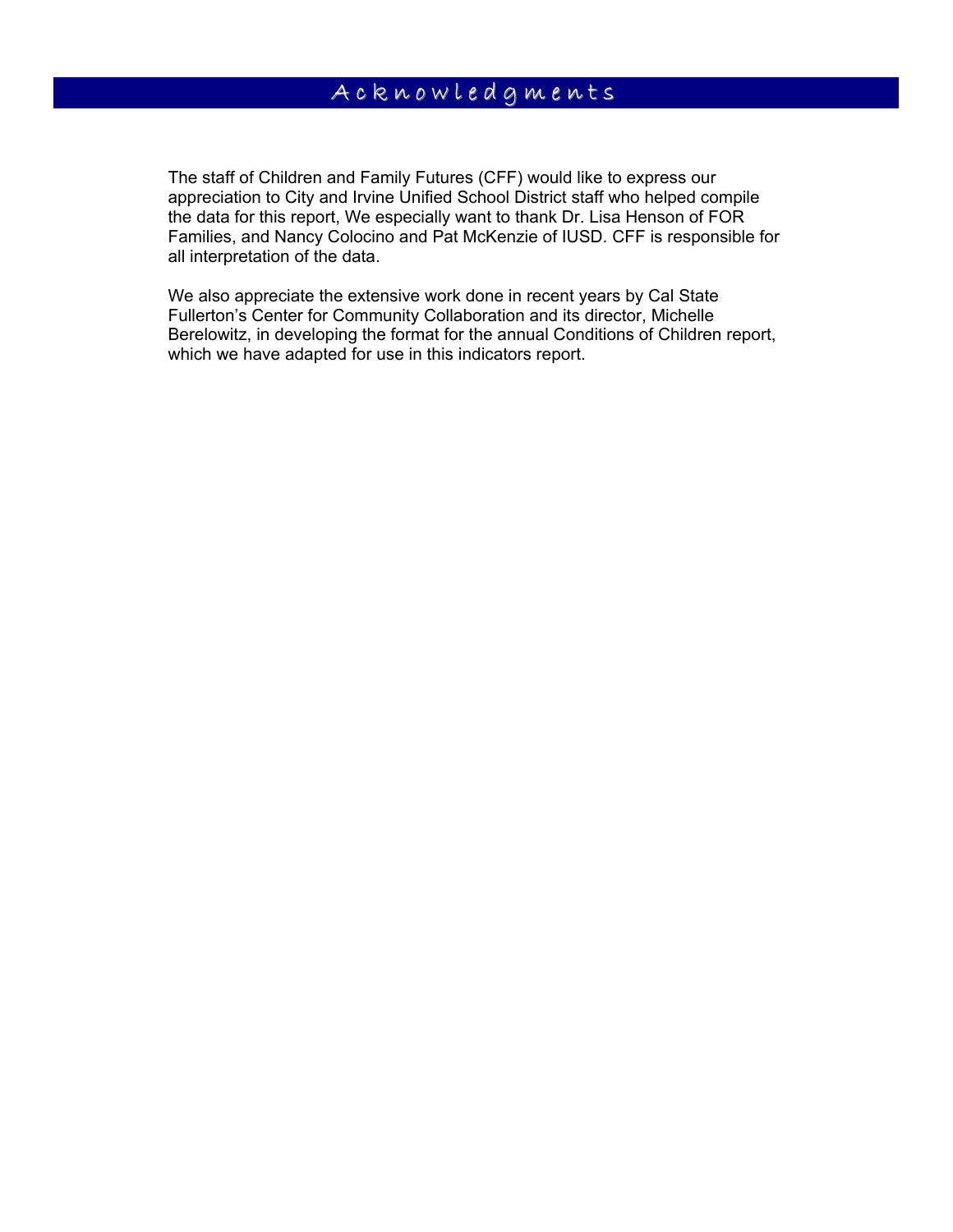# Acknowledgments

The staff of Children and Family Futures (CFF) would like to express our appreciation to City and Irvine Unified School District staff who helped compile the data for this report, We especially want to thank Dr. Lisa Henson of FOR Families, and Nancy Colocino and Pat McKenzie of IUSD. CFF is responsible for all interpretation of the data.

We also appreciate the extensive work done in recent years by Cal State Fullerton's Center for Community Collaboration and its director, Michelle Berelowitz, in developing the format for the annual Conditions of Children report, which we have adapted for use in this indicators report.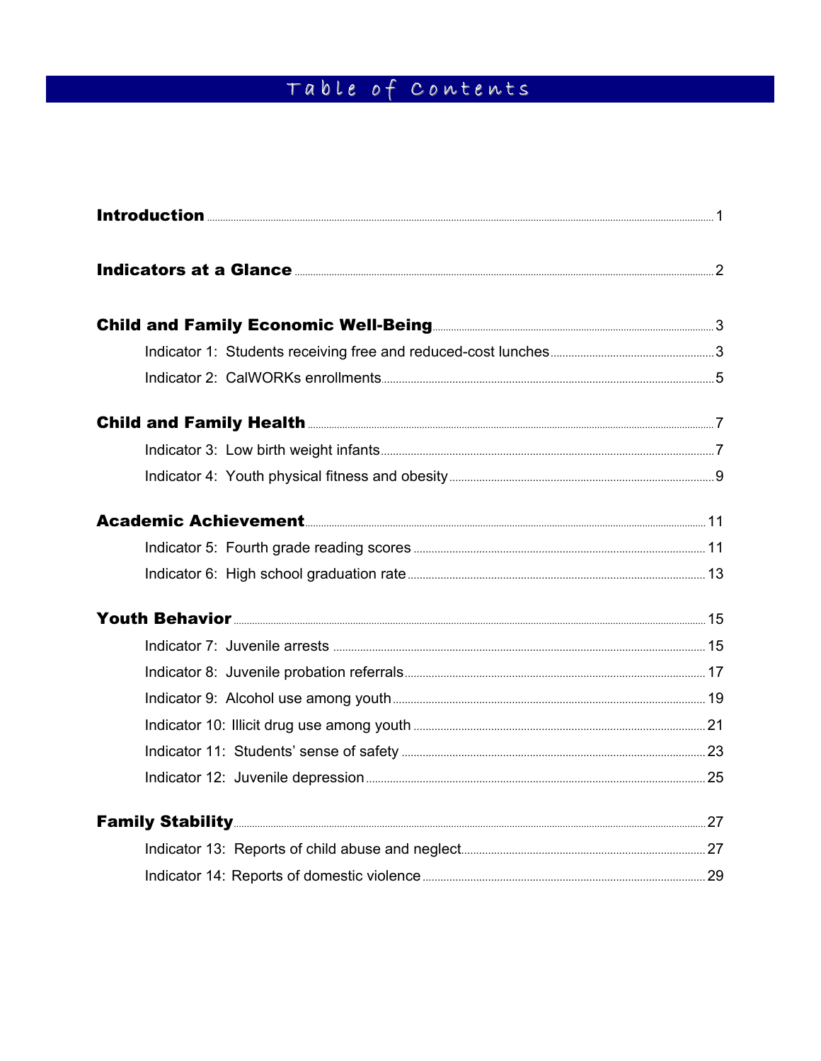# Table of Contents

**Introduction** ........................................................ 1

**Indicators at a Glance** ........................................................ 2

**Child and Family Economic Well-Being** ........................................................ 3

- Indicator 1: Students receiving free and reduced-cost lunches ........................................................ 3
- Indicator 2: CalWORKs enrollments ........................................................ 5

**Child and Family Health** ........................................................ 7

- Indicator 3: Low birth weight infants ........................................................ 7
- Indicator 4: Youth physical fitness and obesity ........................................................ 9

**Academic Achievement** ........................................................ 11

- Indicator 5: Fourth grade reading scores ........................................................ 11
- Indicator 6: High school graduation rate ........................................................ 13

**Youth Behavior** ........................................................ 15

- Indicator 7: Juvenile arrests ........................................................ 15
- Indicator 8: Juvenile probation referrals ........................................................ 17
- Indicator 9: Alcohol use among youth ........................................................ 19
- Indicator 10: Illicit drug use among youth ........................................................ 21
- Indicator 11: Students' sense of safety ........................................................ 23
- Indicator 12: Juvenile depression ........................................................ 25

**Family Stability** ........................................................ 27

- Indicator 13: Reports of child abuse and neglect ........................................................ 27
- Indicator 14: Reports of domestic violence ........................................................ 29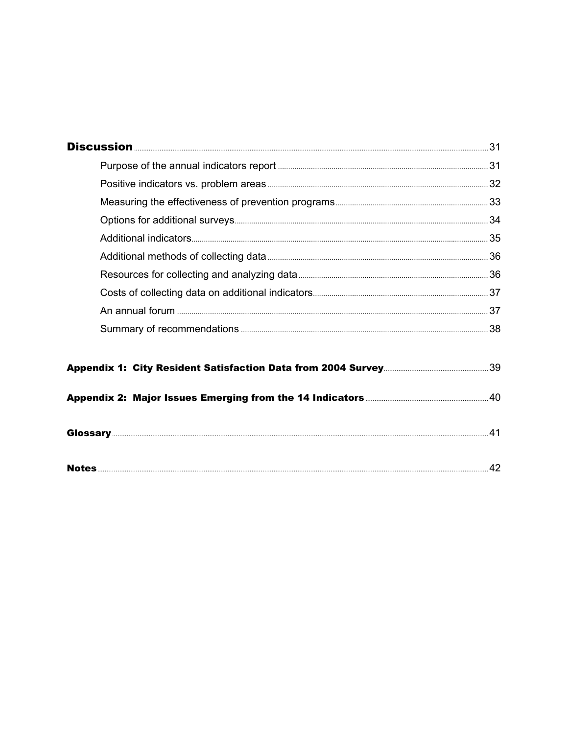**Discussion** ... 31

- Purpose of the annual indicators report ... 31
- Positive indicators vs. problem areas ... 32
- Measuring the effectiveness of prevention programs ... 33
- Options for additional surveys ... 34
- Additional indicators ... 35
- Additional methods of collecting data ... 36
- Resources for collecting and analyzing data ... 36
- Costs of collecting data on additional indicators ... 37
- An annual forum ... 37
- Summary of recommendations ... 38

**Appendix 1: City Resident Satisfaction Data from 2004 Survey** ... 39

**Appendix 2: Major Issues Emerging from the 14 Indicators** ... 40

**Glossary** ... 41

**Notes** ... 42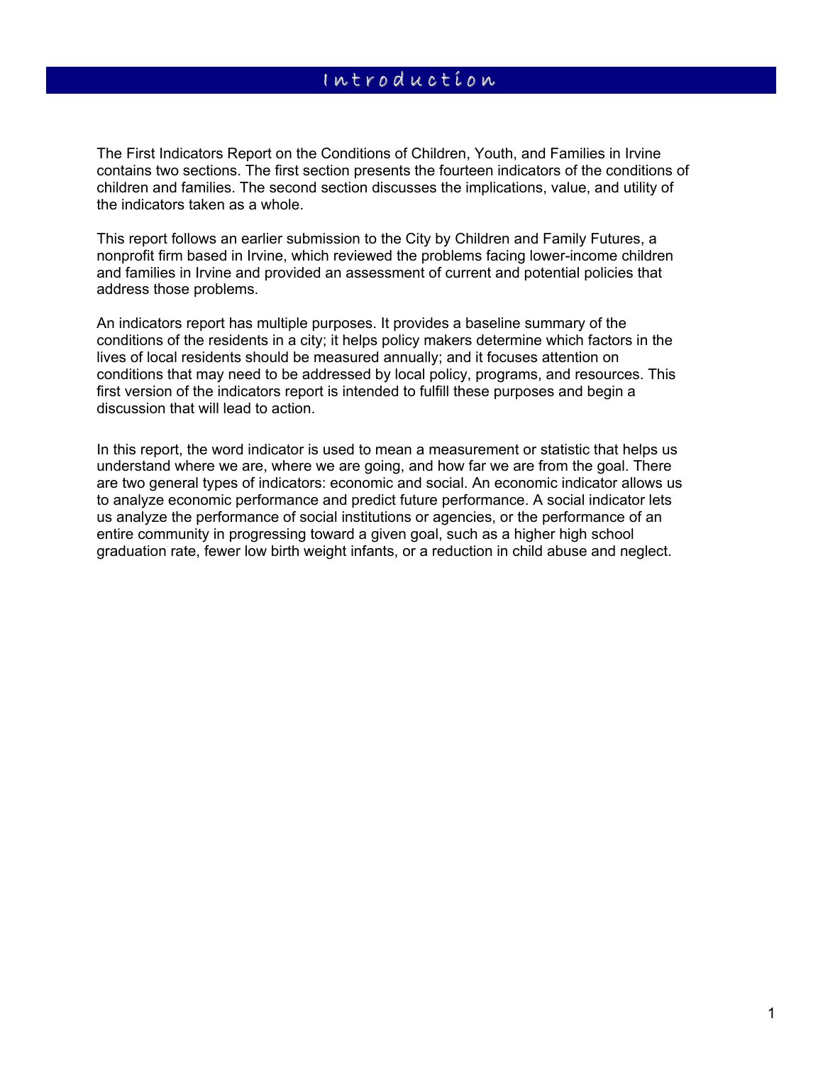# Introduction

The First Indicators Report on the Conditions of Children, Youth, and Families in Irvine contains two sections. The first section presents the fourteen indicators of the conditions of children and families. The second section discusses the implications, value, and utility of the indicators taken as a whole.

This report follows an earlier submission to the City by Children and Family Futures, a nonprofit firm based in Irvine, which reviewed the problems facing lower-income children and families in Irvine and provided an assessment of current and potential policies that address those problems.

An indicators report has multiple purposes. It provides a baseline summary of the conditions of the residents in a city; it helps policy makers determine which factors in the lives of local residents should be measured annually; and it focuses attention on conditions that may need to be addressed by local policy, programs, and resources. This first version of the indicators report is intended to fulfill these purposes and begin a discussion that will lead to action.

In this report, the word indicator is used to mean a measurement or statistic that helps us understand where we are, where we are going, and how far we are from the goal. There are two general types of indicators: economic and social. An economic indicator allows us to analyze economic performance and predict future performance. A social indicator lets us analyze the performance of social institutions or agencies, or the performance of an entire community in progressing toward a given goal, such as a higher high school graduation rate, fewer low birth weight infants, or a reduction in child abuse and neglect.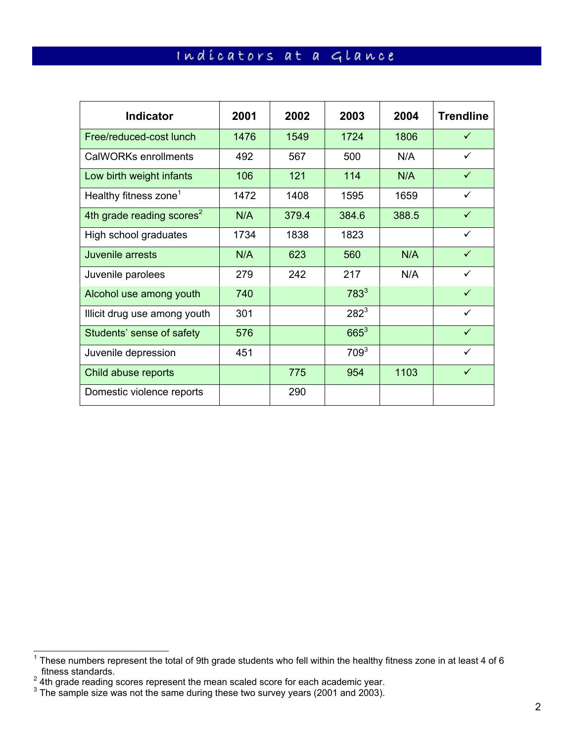# Indicators at a Glance

| Indicator | 2001 | 2002 | 2003 | 2004 | Trendline |
|---|---|---|---|---|---|
| Free/reduced-cost lunch | 1476 | 1549 | 1724 | 1806 | ✓ |
| CalWORKs enrollments | 492 | 567 | 500 | N/A | ✓ |
| Low birth weight infants | 106 | 121 | 114 | N/A | ✓ |
| Healthy fitness zone[1] | 1472 | 1408 | 1595 | 1659 | ✓ |
| 4th grade reading scores[2] | N/A | 379.4 | 384.6 | 388.5 | ✓ |
| High school graduates | 1734 | 1838 | 1823 | | ✓ |
| Juvenile arrests | N/A | 623 | 560 | N/A | ✓ |
| Juvenile parolees | 279 | 242 | 217 | N/A | ✓ |
| Alcohol use among youth | 740 | | 783[3] | | ✓ |
| Illicit drug use among youth | 301 | | 282[3] | | ✓ |
| Students' sense of safety | 576 | | 665[3] | | ✓ |
| Juvenile depression | 451 | | 709[3] | | ✓ |
| Child abuse reports | | 775 | 954 | 1103 | ✓ |
| Domestic violence reports | | 290 | | | |

[1] These numbers represent the total of 9th grade students who fell within the healthy fitness zone in at least 4 of 6 fitness standards.
[2] 4th grade reading scores represent the mean scaled score for each academic year.
[3] The sample size was not the same during these two survey years (2001 and 2003).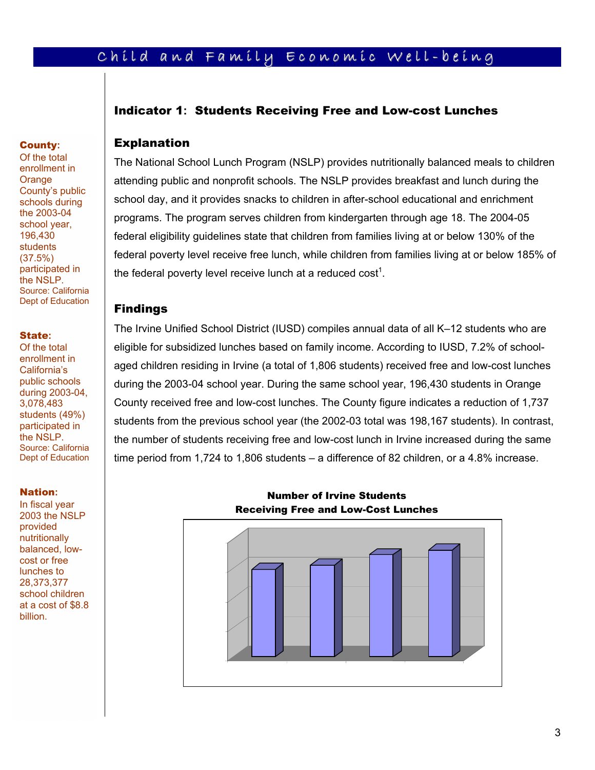## Indicator 1: Students Receiving Free and Low-cost Lunches

**County:** Of the total enrollment in Orange County's public schools during the 2003-04 school year, 196,430 students (37.5%) participated in the NSLP. Source: California Dept of Education

**State:** Of the total enrollment in California's public schools during 2003-04, 3,078,483 students (49%) participated in the NSLP. Source: California Dept of Education

**Nation:** In fiscal year 2003 the NSLP provided nutritionally balanced, low-cost or free lunches to 28,373,377 school children at a cost of $8.8 billion.

### Explanation

The National School Lunch Program (NSLP) provides nutritionally balanced meals to children attending public and nonprofit schools. The NSLP provides breakfast and lunch during the school day, and it provides snacks to children in after-school educational and enrichment programs. The program serves children from kindergarten through age 18. The 2004-05 federal eligibility guidelines state that children from families living at or below 130% of the federal poverty level receive free lunch, while children from families living at or below 185% of the federal poverty level receive lunch at a reduced cost[1].

### Findings

The Irvine Unified School District (IUSD) compiles annual data of all K–12 students who are eligible for subsidized lunches based on family income. According to IUSD, 7.2% of school-aged children residing in Irvine (a total of 1,806 students) received free and low-cost lunches during the 2003-04 school year. During the same school year, 196,430 students in Orange County received free and low-cost lunches. The County figure indicates a reduction of 1,737 students from the previous school year (the 2002-03 total was 198,167 students). In contrast, the number of students receiving free and low-cost lunch in Irvine increased during the same time period from 1,724 to 1,806 students – a difference of 82 children, or a 4.8% increase.

**Number of Irvine Students Receiving Free and Low-Cost Lunches**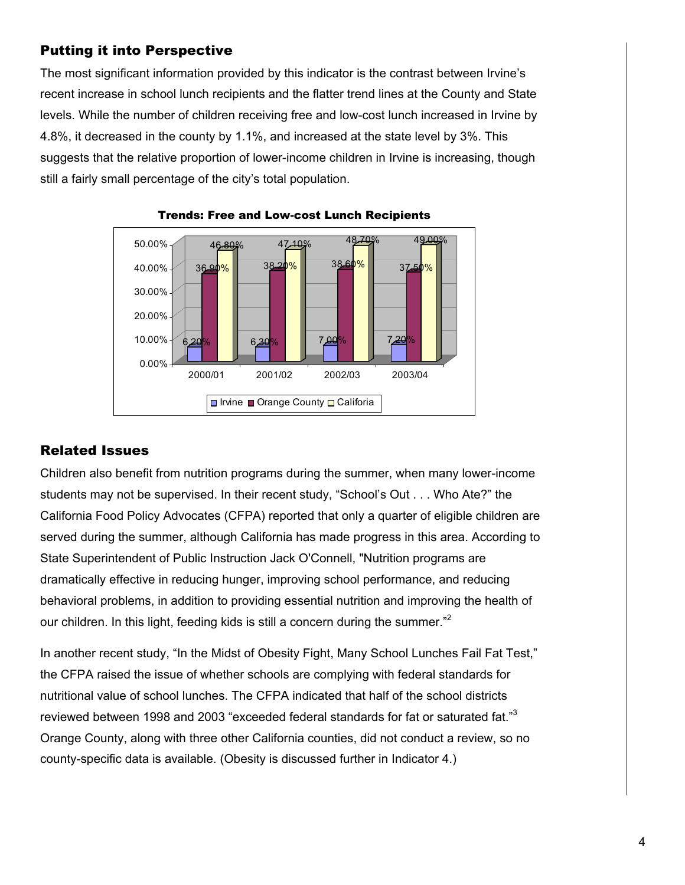## Putting it into Perspective

The most significant information provided by this indicator is the contrast between Irvine's recent increase in school lunch recipients and the flatter trend lines at the County and State levels. While the number of children receiving free and low-cost lunch increased in Irvine by 4.8%, it decreased in the county by 1.1%, and increased at the state level by 3%. This suggests that the relative proportion of lower-income children in Irvine is increasing, though still a fairly small percentage of the city's total population.

**Trends: Free and Low-cost Lunch Recipients**

| | 2000/01 | 2001/02 | 2002/03 | 2003/04 |
|---|---|---|---|---|
| Irvine | 6.20% | 6.30% | 7.00% | 7.20% |
| Orange County | 36.90% | 38.20% | 38.60% | 37.50% |
| Califoria | 46.80% | 47.10% | 48.70% | 49.00% |

## Related Issues

Children also benefit from nutrition programs during the summer, when many lower-income students may not be supervised. In their recent study, "School's Out . . . Who Ate?" the California Food Policy Advocates (CFPA) reported that only a quarter of eligible children are served during the summer, although California has made progress in this area. According to State Superintendent of Public Instruction Jack O'Connell, "Nutrition programs are dramatically effective in reducing hunger, improving school performance, and reducing behavioral problems, in addition to providing essential nutrition and improving the health of our children. In this light, feeding kids is still a concern during the summer."[2]

In another recent study, "In the Midst of Obesity Fight, Many School Lunches Fail Fat Test," the CFPA raised the issue of whether schools are complying with federal standards for nutritional value of school lunches. The CFPA indicated that half of the school districts reviewed between 1998 and 2003 "exceeded federal standards for fat or saturated fat."[3] Orange County, along with three other California counties, did not conduct a review, so no county-specific data is available. (Obesity is discussed further in Indicator 4.)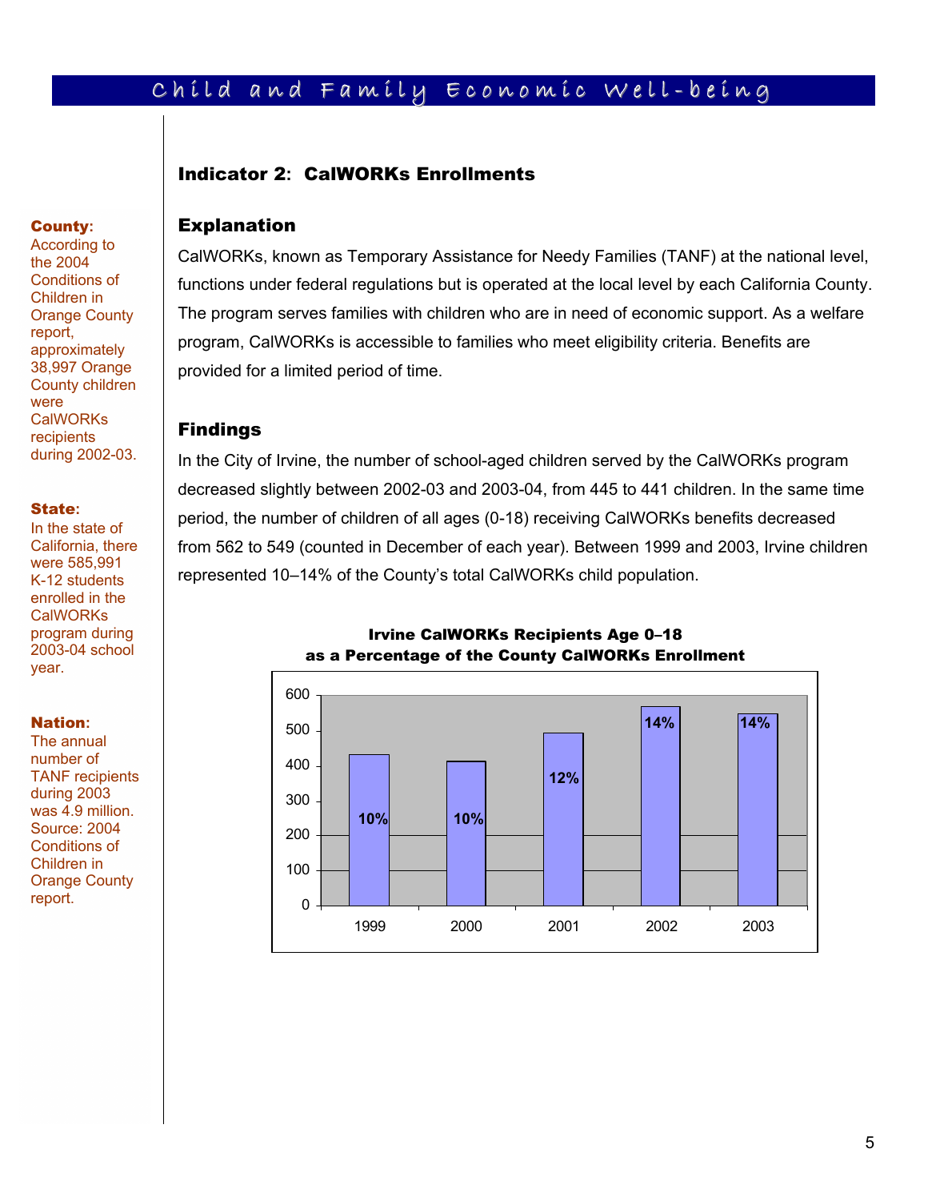## Child and Family Economic Well-being

**County:** According to the 2004 Conditions of Children in Orange County report, approximately 38,997 Orange County children were CalWORKs recipients during 2002-03.

**State:** In the state of California, there were 585,991 K-12 students enrolled in the CalWORKs program during 2003-04 school year.

**Nation:** The annual number of TANF recipients during 2003 was 4.9 million. Source: 2004 Conditions of Children in Orange County report.

### Indicator 2: CalWORKs Enrollments

### Explanation

CalWORKs, known as Temporary Assistance for Needy Families (TANF) at the national level, functions under federal regulations but is operated at the local level by each California County. The program serves families with children who are in need of economic support. As a welfare program, CalWORKs is accessible to families who meet eligibility criteria. Benefits are provided for a limited period of time.

### Findings

In the City of Irvine, the number of school-aged children served by the CalWORKs program decreased slightly between 2002-03 and 2003-04, from 445 to 441 children. In the same time period, the number of children of all ages (0-18) receiving CalWORKs benefits decreased from 562 to 549 (counted in December of each year). Between 1999 and 2003, Irvine children represented 10–14% of the County's total CalWORKs child population.

**Irvine CalWORKs Recipients Age 0–18 as a Percentage of the County CalWORKs Enrollment**

| Year | Percentage |
|---|---|
| 1999 | 10% |
| 2000 | 10% |
| 2001 | 12% |
| 2002 | 14% |
| 2003 | 14% |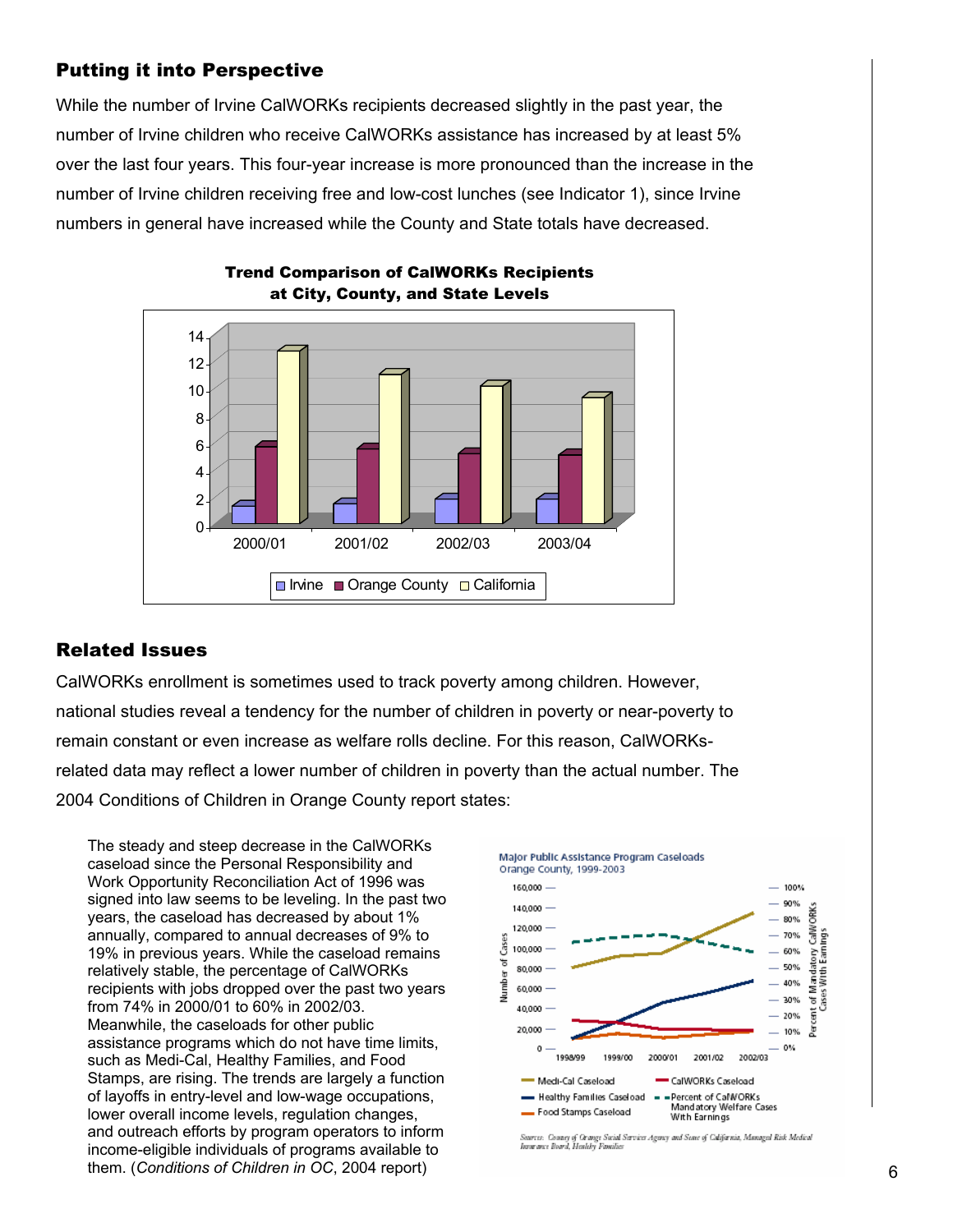## Putting it into Perspective

While the number of Irvine CalWORKs recipients decreased slightly in the past year, the number of Irvine children who receive CalWORKs assistance has increased by at least 5% over the last four years. This four-year increase is more pronounced than the increase in the number of Irvine children receiving free and low-cost lunches (see Indicator 1), since Irvine numbers in general have increased while the County and State totals have decreased.

**Trend Comparison of CalWORKs Recipients at City, County, and State Levels**

## Related Issues

CalWORKs enrollment is sometimes used to track poverty among children. However, national studies reveal a tendency for the number of children in poverty or near-poverty to remain constant or even increase as welfare rolls decline. For this reason, CalWORKs-related data may reflect a lower number of children in poverty than the actual number. The 2004 Conditions of Children in Orange County report states:

> The steady and steep decrease in the CalWORKs caseload since the Personal Responsibility and Work Opportunity Reconciliation Act of 1996 was signed into law seems to be leveling. In the past two years, the caseload has decreased by about 1% annually, compared to annual decreases of 9% to 19% in previous years. While the caseload remains relatively stable, the percentage of CalWORKs recipients with jobs dropped over the past two years from 74% in 2000/01 to 60% in 2002/03. Meanwhile, the caseloads for other public assistance programs which do not have time limits, such as Medi-Cal, Healthy Families, and Food Stamps, are rising. The trends are largely a function of layoffs in entry-level and low-wage occupations, lower overall income levels, regulation changes, and outreach efforts by program operators to inform income-eligible individuals of programs available to them. (*Conditions of Children in OC*, 2004 report)

**Major Public Assistance Program Caseloads**
Orange County, 1999-2003

Source: County of Orange Social Services Agency and State of California, Managed Risk Medical Insurance Board, Healthy Families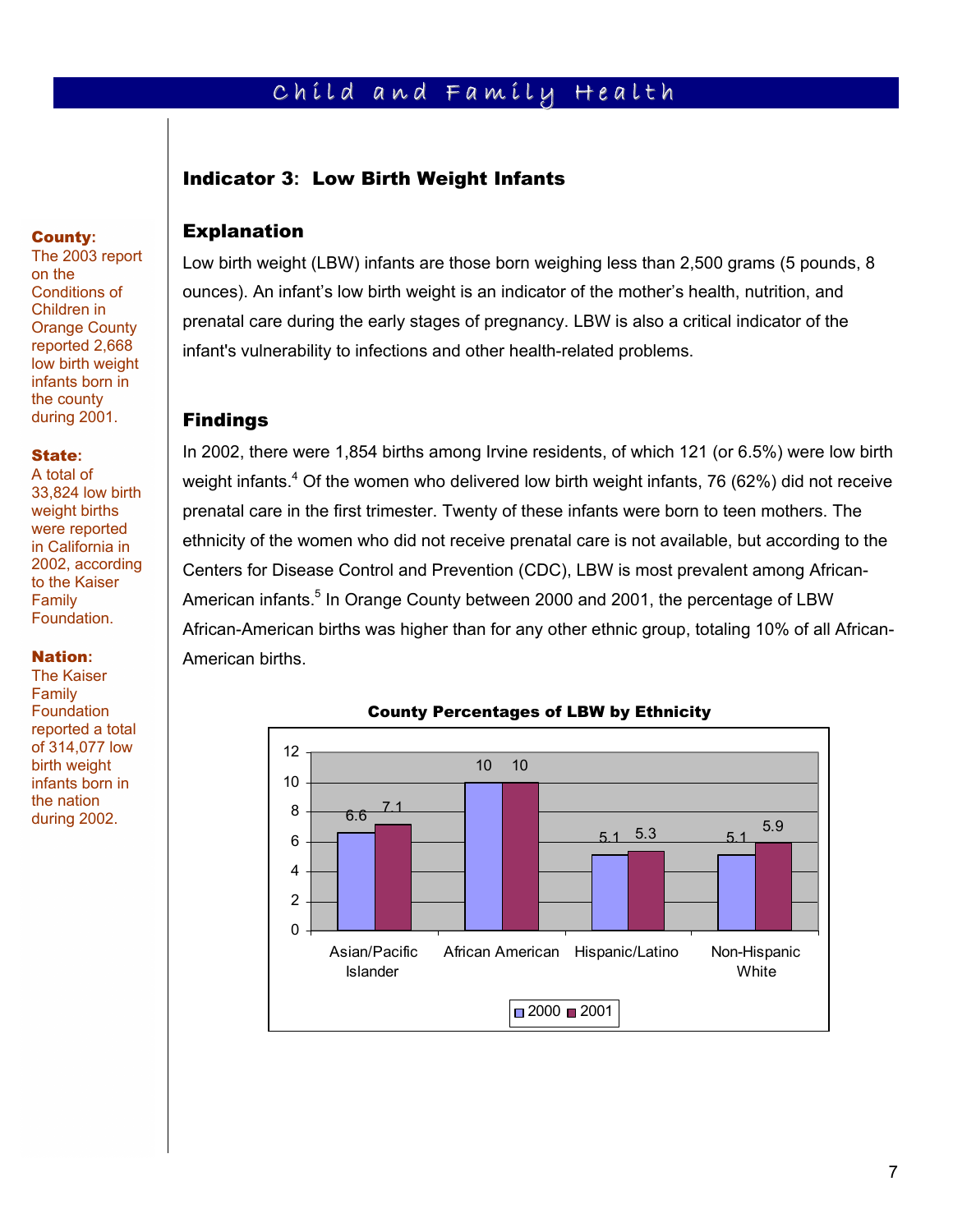## Indicator 3: Low Birth Weight Infants

### Explanation

Low birth weight (LBW) infants are those born weighing less than 2,500 grams (5 pounds, 8 ounces). An infant's low birth weight is an indicator of the mother's health, nutrition, and prenatal care during the early stages of pregnancy. LBW is also a critical indicator of the infant's vulnerability to infections and other health-related problems.

### Findings

In 2002, there were 1,854 births among Irvine residents, of which 121 (or 6.5%) were low birth weight infants.[4] Of the women who delivered low birth weight infants, 76 (62%) did not receive prenatal care in the first trimester. Twenty of these infants were born to teen mothers. The ethnicity of the women who did not receive prenatal care is not available, but according to the Centers for Disease Control and Prevention (CDC), LBW is most prevalent among African-American infants.[5] In Orange County between 2000 and 2001, the percentage of LBW African-American births was higher than for any other ethnic group, totaling 10% of all African-American births.

**County Percentages of LBW by Ethnicity**

| Ethnicity | 2000 | 2001 |
|---|---|---|
| Asian/Pacific Islander | 6.6 | 7.1 |
| African American | 10 | 10 |
| Hispanic/Latino | 5.1 | 5.3 |
| Non-Hispanic White | 5.1 | 5.9 |

**County:** The 2003 report on the Conditions of Children in Orange County reported 2,668 low birth weight infants born in the county during 2001.

**State:** A total of 33,824 low birth weight births were reported in California in 2002, according to the Kaiser Family Foundation.

**Nation:** The Kaiser Family Foundation reported a total of 314,077 low birth weight infants born in the nation during 2002.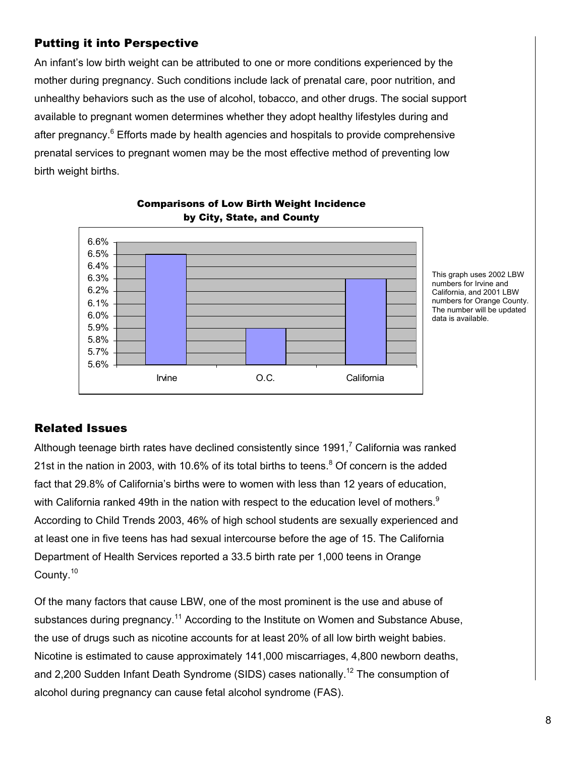## Putting it into Perspective

An infant's low birth weight can be attributed to one or more conditions experienced by the mother during pregnancy. Such conditions include lack of prenatal care, poor nutrition, and unhealthy behaviors such as the use of alcohol, tobacco, and other drugs. The social support available to pregnant women determines whether they adopt healthy lifestyles during and after pregnancy.[6] Efforts made by health agencies and hospitals to provide comprehensive prenatal services to pregnant women may be the most effective method of preventing low birth weight births.

**Comparisons of Low Birth Weight Incidence by City, State, and County**

| | Irvine | O.C. | California |
|---|---|---|---|
| Low Birth Weight Incidence | 6.5% | 5.9% | 6.3% |

This graph uses 2002 LBW numbers for Irvine and California, and 2001 LBW numbers for Orange County. The number will be updated data is available.

## Related Issues

Although teenage birth rates have declined consistently since 1991,[7] California was ranked 21st in the nation in 2003, with 10.6% of its total births to teens.[8] Of concern is the added fact that 29.8% of California's births were to women with less than 12 years of education, with California ranked 49th in the nation with respect to the education level of mothers.[9] According to Child Trends 2003, 46% of high school students are sexually experienced and at least one in five teens has had sexual intercourse before the age of 15. The California Department of Health Services reported a 33.5 birth rate per 1,000 teens in Orange County.[10]

Of the many factors that cause LBW, one of the most prominent is the use and abuse of substances during pregnancy.[11] According to the Institute on Women and Substance Abuse, the use of drugs such as nicotine accounts for at least 20% of all low birth weight babies. Nicotine is estimated to cause approximately 141,000 miscarriages, 4,800 newborn deaths, and 2,200 Sudden Infant Death Syndrome (SIDS) cases nationally.[12] The consumption of alcohol during pregnancy can cause fetal alcohol syndrome (FAS).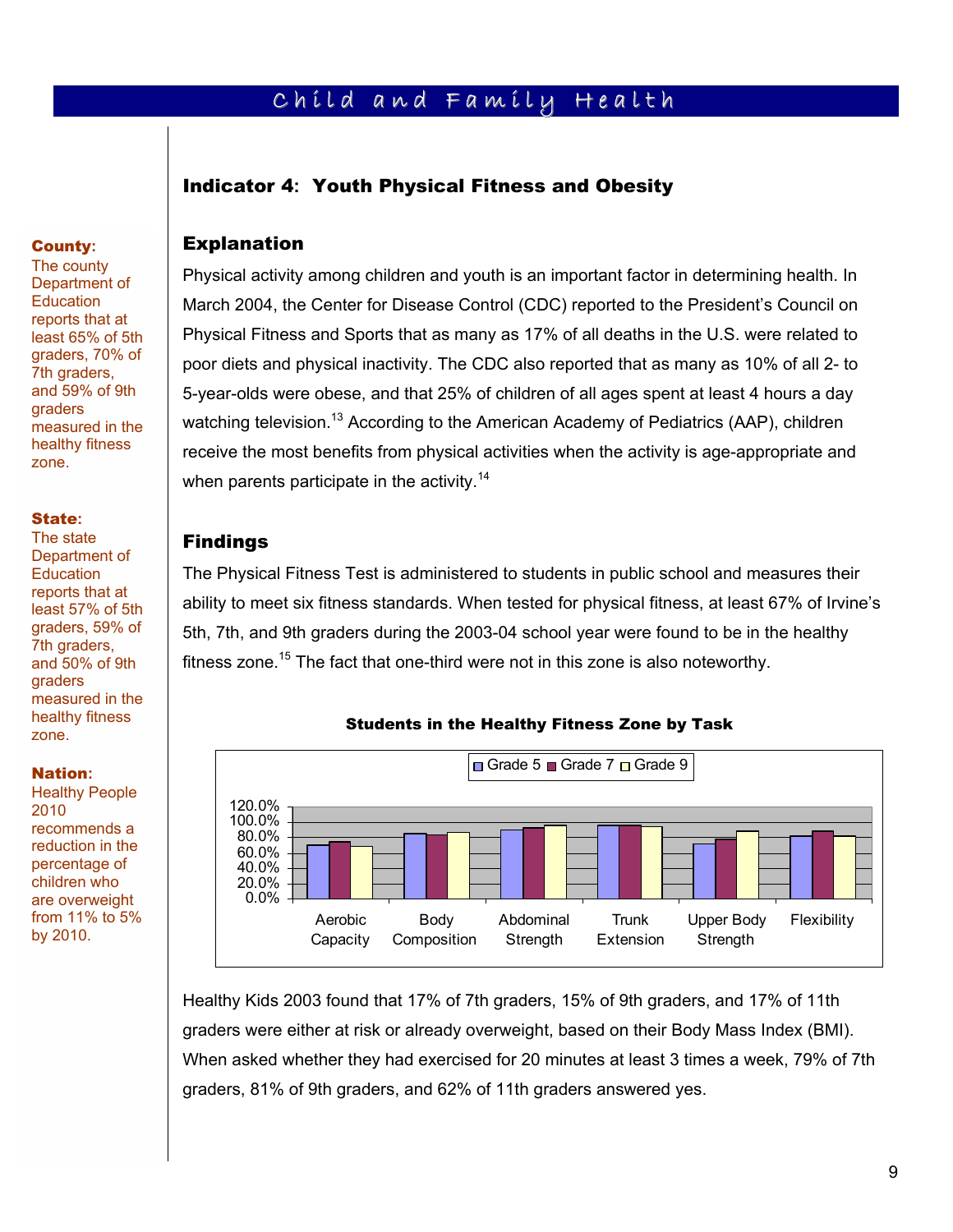## Indicator 4: Youth Physical Fitness and Obesity

**County:** The county Department of Education reports that at least 65% of 5th graders, 70% of 7th graders, and 59% of 9th graders measured in the healthy fitness zone.

**State:** The state Department of Education reports that at least 57% of 5th graders, 59% of 7th graders, and 50% of 9th graders measured in the healthy fitness zone.

**Nation:** Healthy People 2010 recommends a reduction in the percentage of children who are overweight from 11% to 5% by 2010.

### Explanation

Physical activity among children and youth is an important factor in determining health. In March 2004, the Center for Disease Control (CDC) reported to the President's Council on Physical Fitness and Sports that as many as 17% of all deaths in the U.S. were related to poor diets and physical inactivity. The CDC also reported that as many as 10% of all 2- to 5-year-olds were obese, and that 25% of children of all ages spent at least 4 hours a day watching television.[13] According to the American Academy of Pediatrics (AAP), children receive the most benefits from physical activities when the activity is age-appropriate and when parents participate in the activity.[14]

### Findings

The Physical Fitness Test is administered to students in public school and measures their ability to meet six fitness standards. When tested for physical fitness, at least 67% of Irvine's 5th, 7th, and 9th graders during the 2003-04 school year were found to be in the healthy fitness zone.[15] The fact that one-third were not in this zone is also noteworthy.

**Students in the Healthy Fitness Zone by Task**

Legend: Grade 5, Grade 7, Grade 9

Y-axis: 0.0% – 120.0%

Categories: Aerobic Capacity, Body Composition, Abdominal Strength, Trunk Extension, Upper Body Strength, Flexibility

Healthy Kids 2003 found that 17% of 7th graders, 15% of 9th graders, and 17% of 11th graders were either at risk or already overweight, based on their Body Mass Index (BMI). When asked whether they had exercised for 20 minutes at least 3 times a week, 79% of 7th graders, 81% of 9th graders, and 62% of 11th graders answered yes.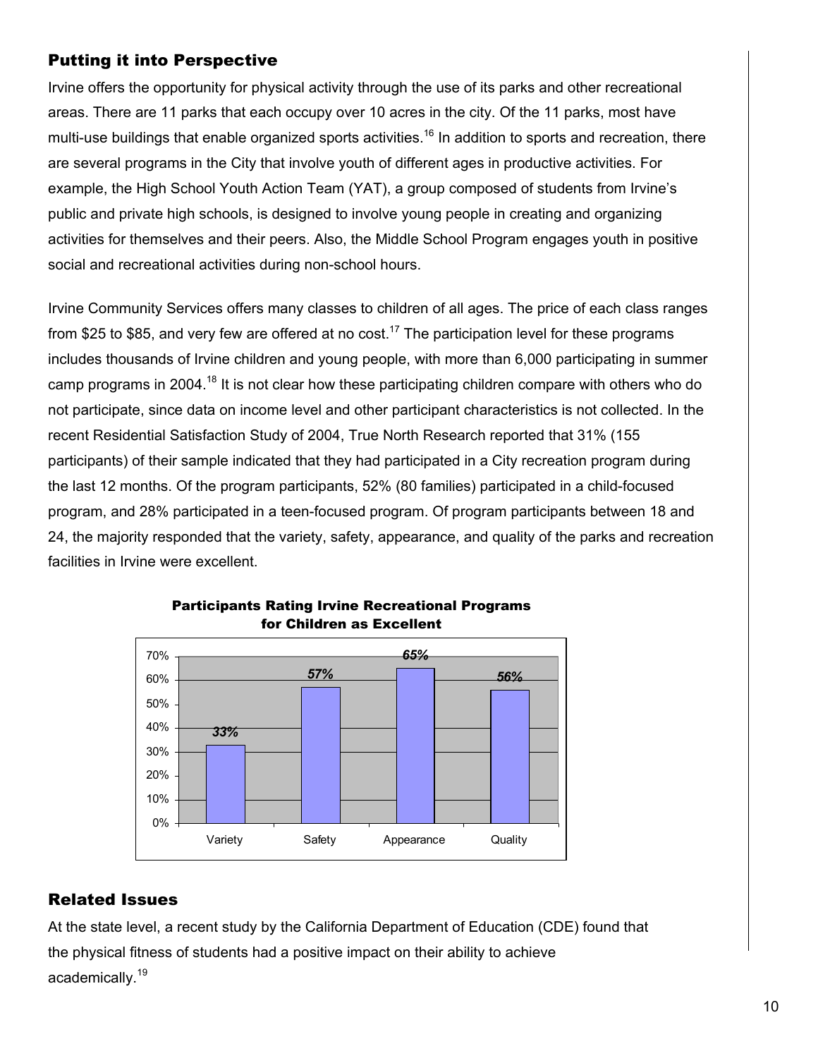## Putting it into Perspective

Irvine offers the opportunity for physical activity through the use of its parks and other recreational areas. There are 11 parks that each occupy over 10 acres in the city. Of the 11 parks, most have multi-use buildings that enable organized sports activities.[16] In addition to sports and recreation, there are several programs in the City that involve youth of different ages in productive activities. For example, the High School Youth Action Team (YAT), a group composed of students from Irvine's public and private high schools, is designed to involve young people in creating and organizing activities for themselves and their peers. Also, the Middle School Program engages youth in positive social and recreational activities during non-school hours.

Irvine Community Services offers many classes to children of all ages. The price of each class ranges from $25 to $85, and very few are offered at no cost.[17] The participation level for these programs includes thousands of Irvine children and young people, with more than 6,000 participating in summer camp programs in 2004.[18] It is not clear how these participating children compare with others who do not participate, since data on income level and other participant characteristics is not collected. In the recent Residential Satisfaction Study of 2004, True North Research reported that 31% (155 participants) of their sample indicated that they had participated in a City recreation program during the last 12 months. Of the program participants, 52% (80 families) participated in a child-focused program, and 28% participated in a teen-focused program. Of program participants between 18 and 24, the majority responded that the variety, safety, appearance, and quality of the parks and recreation facilities in Irvine were excellent.

**Participants Rating Irvine Recreational Programs for Children as Excellent**

| Variety | Safety | Appearance | Quality |
|---|---|---|---|
| 33% | 57% | 65% | 56% |

## Related Issues

At the state level, a recent study by the California Department of Education (CDE) found that the physical fitness of students had a positive impact on their ability to achieve academically.[19]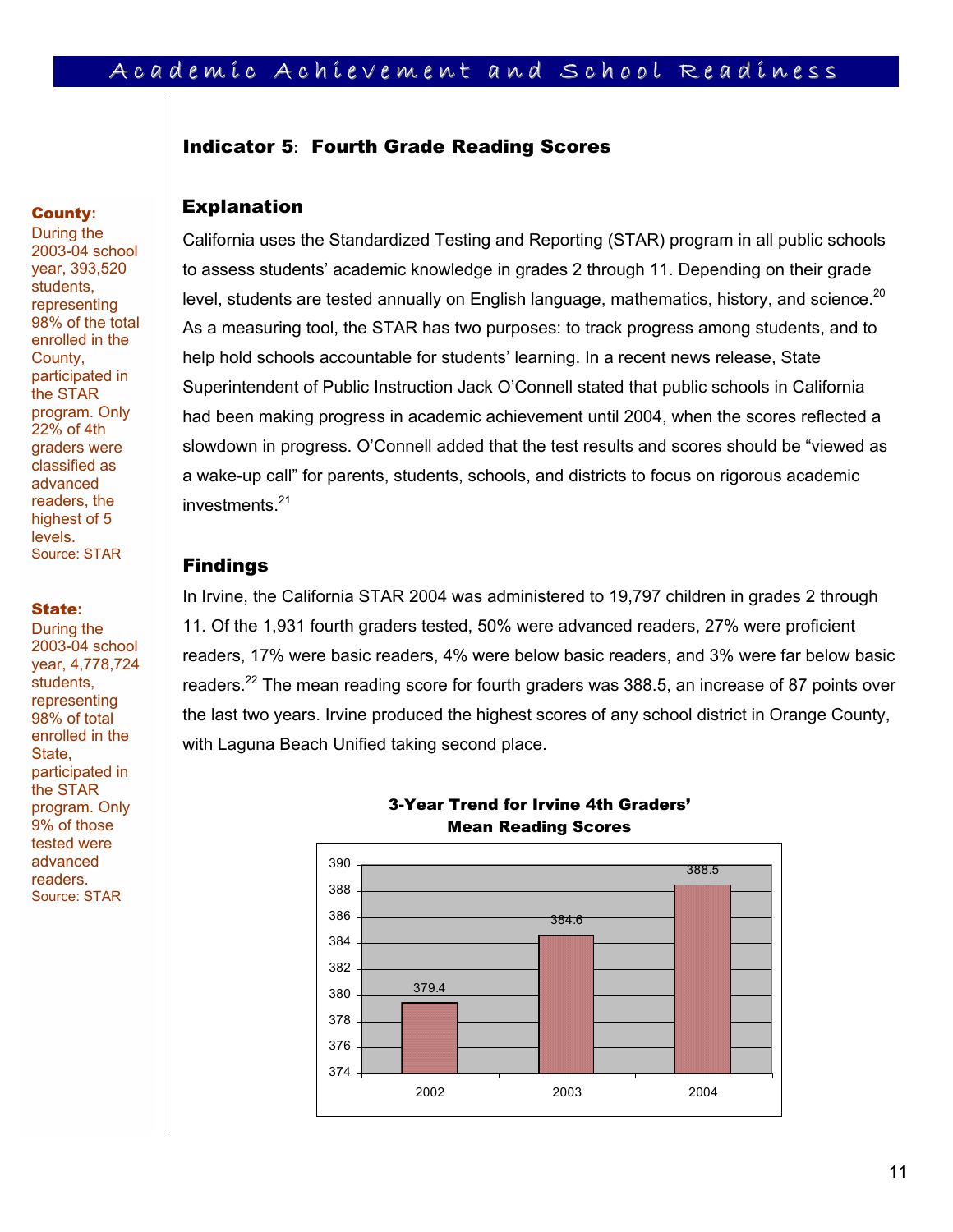## Indicator 5: Fourth Grade Reading Scores

### Explanation

California uses the Standardized Testing and Reporting (STAR) program in all public schools to assess students' academic knowledge in grades 2 through 11. Depending on their grade level, students are tested annually on English language, mathematics, history, and science.[20] As a measuring tool, the STAR has two purposes: to track progress among students, and to help hold schools accountable for students' learning. In a recent news release, State Superintendent of Public Instruction Jack O'Connell stated that public schools in California had been making progress in academic achievement until 2004, when the scores reflected a slowdown in progress. O'Connell added that the test results and scores should be "viewed as a wake-up call" for parents, students, schools, and districts to focus on rigorous academic investments.[21]

### Findings

In Irvine, the California STAR 2004 was administered to 19,797 children in grades 2 through 11. Of the 1,931 fourth graders tested, 50% were advanced readers, 27% were proficient readers, 17% were basic readers, 4% were below basic readers, and 3% were far below basic readers.[22] The mean reading score for fourth graders was 388.5, an increase of 87 points over the last two years. Irvine produced the highest scores of any school district in Orange County, with Laguna Beach Unified taking second place.

**3-Year Trend for Irvine 4th Graders' Mean Reading Scores**

| Year | Mean Reading Score |
| --- | --- |
| 2002 | 379.4 |
| 2003 | 384.6 |
| 2004 | 388.5 |

**County:** During the 2003-04 school year, 393,520 students, representing 98% of the total enrolled in the County, participated in the STAR program. Only 22% of 4th graders were classified as advanced readers, the highest of 5 levels.
Source: STAR

**State:** During the 2003-04 school year, 4,778,724 students, representing 98% of total enrolled in the State, participated in the STAR program. Only 9% of those tested were advanced readers.
Source: STAR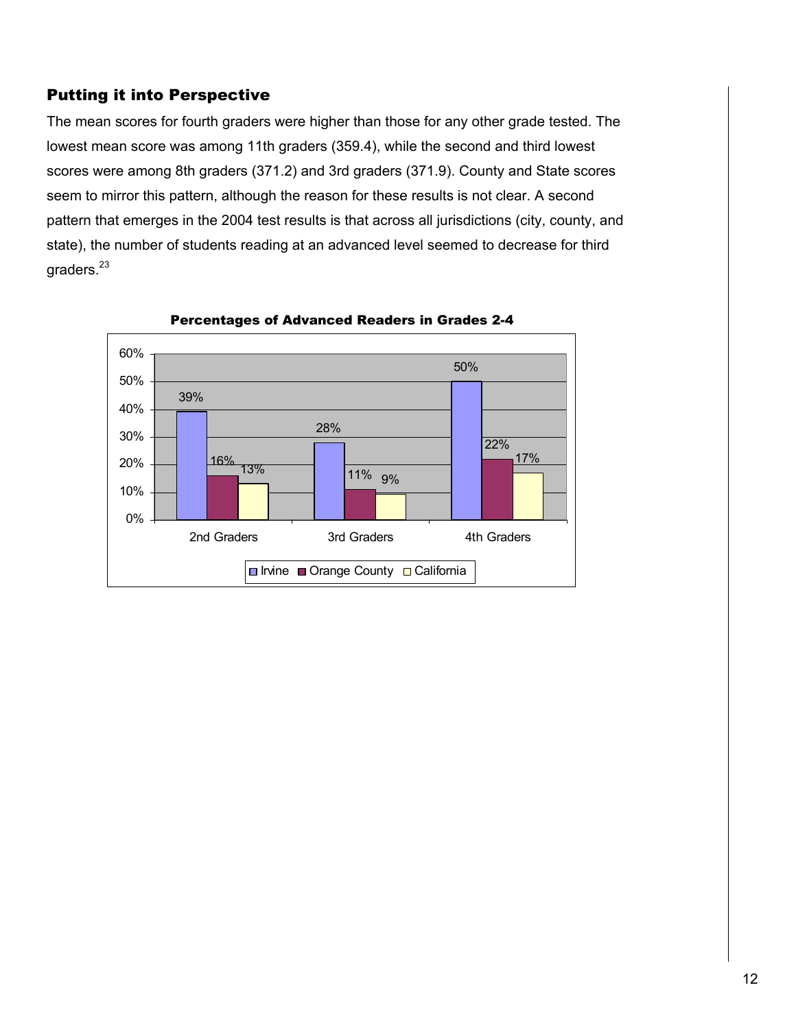## Putting it into Perspective

The mean scores for fourth graders were higher than those for any other grade tested. The lowest mean score was among 11th graders (359.4), while the second and third lowest scores were among 8th graders (371.2) and 3rd graders (371.9). County and State scores seem to mirror this pattern, although the reason for these results is not clear. A second pattern that emerges in the 2004 test results is that across all jurisdictions (city, county, and state), the number of students reading at an advanced level seemed to decrease for third graders.[23]

**Percentages of Advanced Readers in Grades 2-4**

| | Irvine | Orange County | California |
|---|---|---|---|
| 2nd Graders | 39% | 16% | 13% |
| 3rd Graders | 28% | 11% | 9% |
| 4th Graders | 50% | 22% | 17% |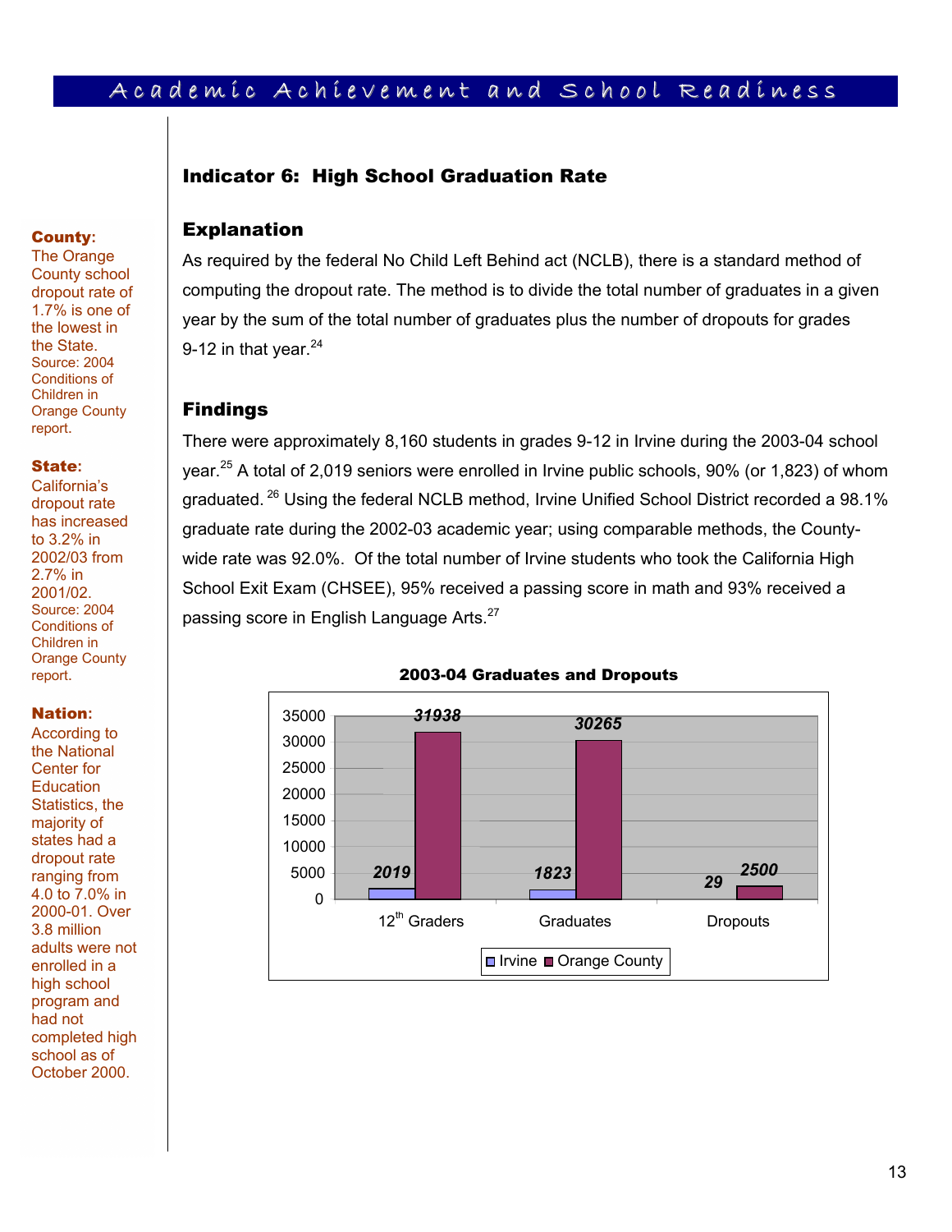## Indicator 6: High School Graduation Rate

### Explanation

As required by the federal No Child Left Behind act (NCLB), there is a standard method of computing the dropout rate. The method is to divide the total number of graduates in a given year by the sum of the total number of graduates plus the number of dropouts for grades 9-12 in that year.[24]

### Findings

There were approximately 8,160 students in grades 9-12 in Irvine during the 2003-04 school year.[25] A total of 2,019 seniors were enrolled in Irvine public schools, 90% (or 1,823) of whom graduated.[26] Using the federal NCLB method, Irvine Unified School District recorded a 98.1% graduate rate during the 2002-03 academic year; using comparable methods, the County-wide rate was 92.0%. Of the total number of Irvine students who took the California High School Exit Exam (CHSEE), 95% received a passing score in math and 93% received a passing score in English Language Arts.[27]

**2003-04 Graduates and Dropouts**

| | Irvine | Orange County |
|---|---|---|
| 12th Graders | 2019 | 31938 |
| Graduates | 1823 | 30265 |
| Dropouts | 29 | 2500 |

**County:** The Orange County school dropout rate of 1.7% is one of the lowest in the State. Source: 2004 Conditions of Children in Orange County report.

**State:** California's dropout rate has increased to 3.2% in 2002/03 from 2.7% in 2001/02. Source: 2004 Conditions of Children in Orange County report.

**Nation:** According to the National Center for Education Statistics, the majority of states had a dropout rate ranging from 4.0 to 7.0% in 2000-01. Over 3.8 million adults were not enrolled in a high school program and had not completed high school as of October 2000.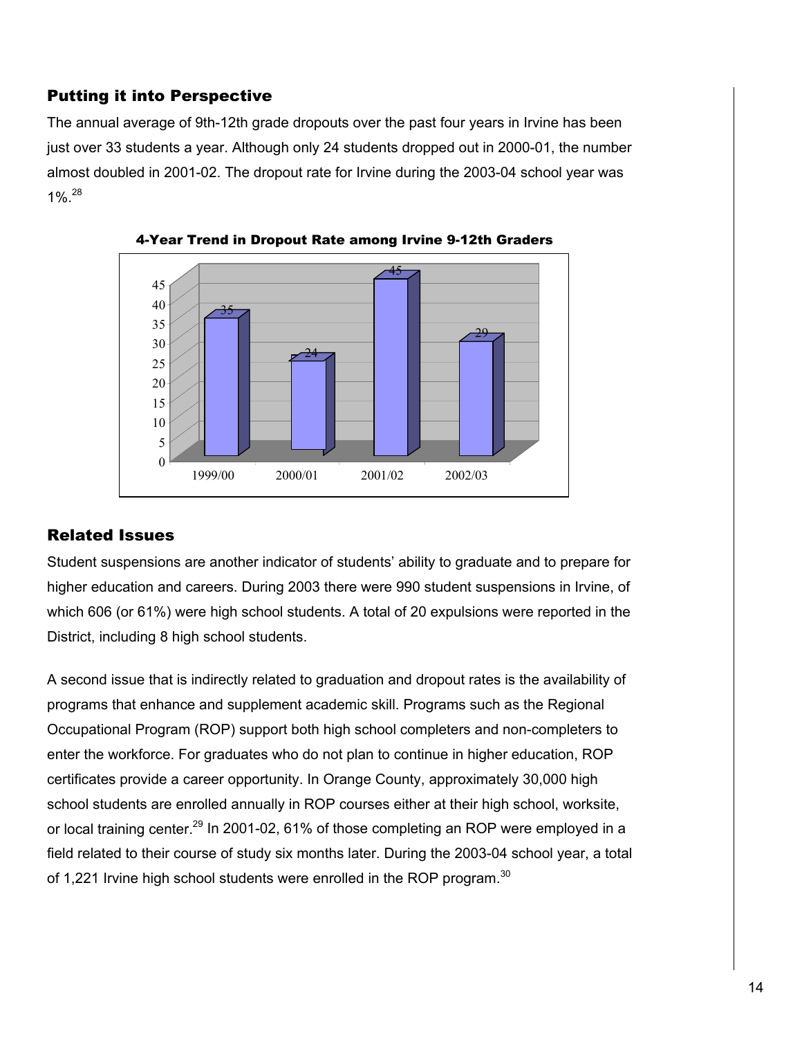## Putting it into Perspective

The annual average of 9th-12th grade dropouts over the past four years in Irvine has been just over 33 students a year. Although only 24 students dropped out in 2000-01, the number almost doubled in 2001-02. The dropout rate for Irvine during the 2003-04 school year was 1%.[28]

**4-Year Trend in Dropout Rate among Irvine 9-12th Graders**

| Year | Dropouts |
|---|---|
| 1999/00 | 35 |
| 2000/01 | 24 |
| 2001/02 | 45 |
| 2002/03 | 29 |

## Related Issues

Student suspensions are another indicator of students' ability to graduate and to prepare for higher education and careers. During 2003 there were 990 student suspensions in Irvine, of which 606 (or 61%) were high school students. A total of 20 expulsions were reported in the District, including 8 high school students.

A second issue that is indirectly related to graduation and dropout rates is the availability of programs that enhance and supplement academic skill. Programs such as the Regional Occupational Program (ROP) support both high school completers and non-completers to enter the workforce. For graduates who do not plan to continue in higher education, ROP certificates provide a career opportunity. In Orange County, approximately 30,000 high school students are enrolled annually in ROP courses either at their high school, worksite, or local training center.[29] In 2001-02, 61% of those completing an ROP were employed in a field related to their course of study six months later. During the 2003-04 school year, a total of 1,221 Irvine high school students were enrolled in the ROP program.[30]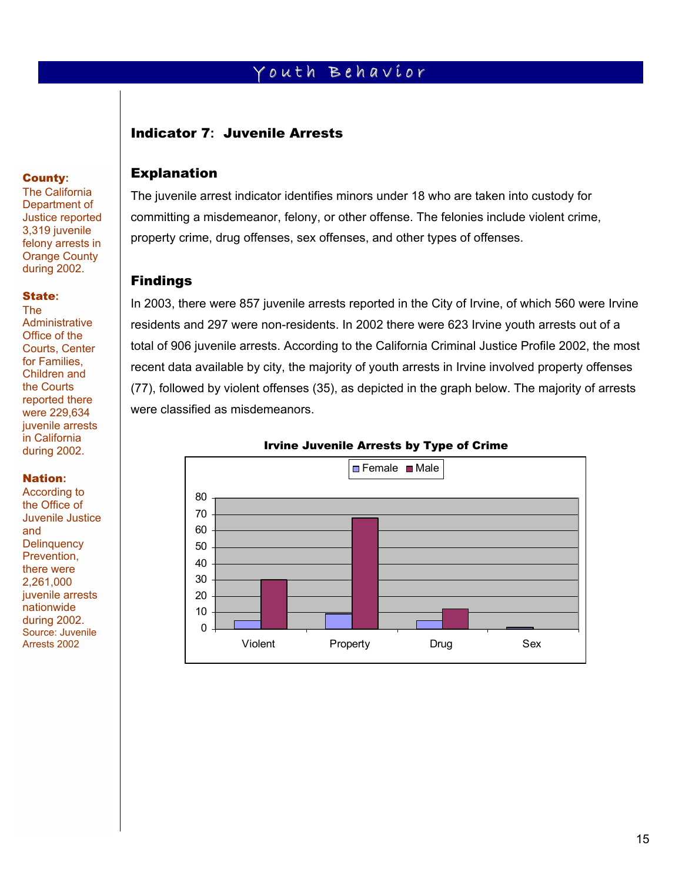# Youth Behavior

## Indicator 7: Juvenile Arrests

**County:** The California Department of Justice reported 3,319 juvenile felony arrests in Orange County during 2002.

**State:** The Administrative Office of the Courts, Center for Families, Children and the Courts reported there were 229,634 juvenile arrests in California during 2002.

**Nation:** According to the Office of Juvenile Justice and Delinquency Prevention, there were 2,261,000 juvenile arrests nationwide during 2002. Source: Juvenile Arrests 2002

### Explanation

The juvenile arrest indicator identifies minors under 18 who are taken into custody for committing a misdemeanor, felony, or other offense. The felonies include violent crime, property crime, drug offenses, sex offenses, and other types of offenses.

### Findings

In 2003, there were 857 juvenile arrests reported in the City of Irvine, of which 560 were Irvine residents and 297 were non-residents. In 2002 there were 623 Irvine youth arrests out of a total of 906 juvenile arrests. According to the California Criminal Justice Profile 2002, the most recent data available by city, the majority of youth arrests in Irvine involved property offenses (77), followed by violent offenses (35), as depicted in the graph below. The majority of arrests were classified as misdemeanors.

**Irvine Juvenile Arrests by Type of Crime**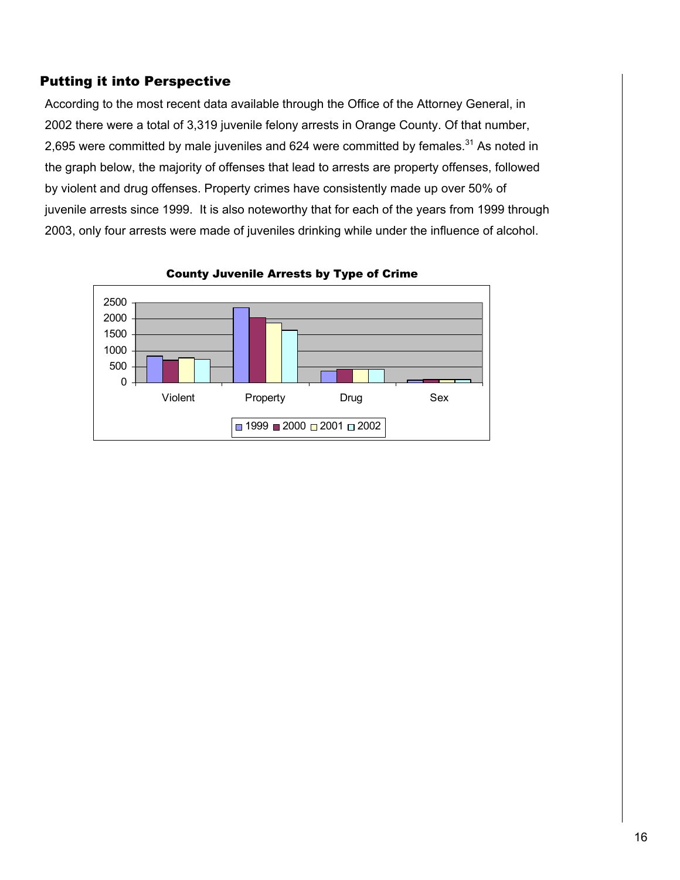## Putting it into Perspective

According to the most recent data available through the Office of the Attorney General, in 2002 there were a total of 3,319 juvenile felony arrests in Orange County. Of that number, 2,695 were committed by male juveniles and 624 were committed by females.[31] As noted in the graph below, the majority of offenses that lead to arrests are property offenses, followed by violent and drug offenses. Property crimes have consistently made up over 50% of juvenile arrests since 1999. It is also noteworthy that for each of the years from 1999 through 2003, only four arrests were made of juveniles drinking while under the influence of alcohol.

**County Juvenile Arrests by Type of Crime**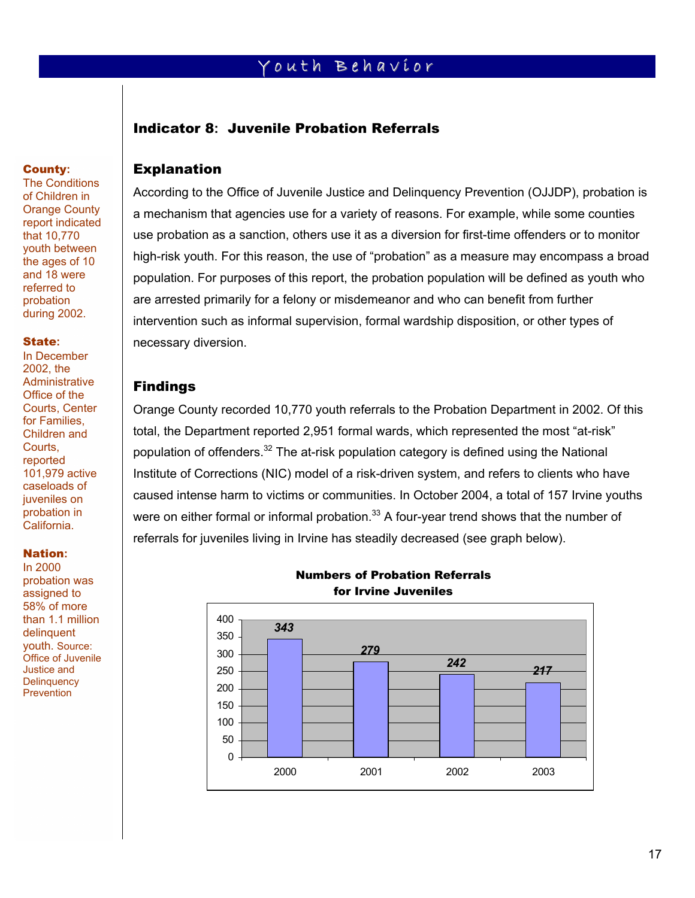# Youth Behavior

## Indicator 8: Juvenile Probation Referrals

**County:** The Conditions of Children in Orange County report indicated that 10,770 youth between the ages of 10 and 18 were referred to probation during 2002.

**State:** In December 2002, the Administrative Office of the Courts, Center for Families, Children and Courts, reported 101,979 active caseloads of juveniles on probation in California.

**Nation:** In 2000 probation was assigned to 58% of more than 1.1 million delinquent youth. Source: Office of Juvenile Justice and Delinquency Prevention

### Explanation

According to the Office of Juvenile Justice and Delinquency Prevention (OJJDP), probation is a mechanism that agencies use for a variety of reasons. For example, while some counties use probation as a sanction, others use it as a diversion for first-time offenders or to monitor high-risk youth. For this reason, the use of "probation" as a measure may encompass a broad population. For purposes of this report, the probation population will be defined as youth who are arrested primarily for a felony or misdemeanor and who can benefit from further intervention such as informal supervision, formal wardship disposition, or other types of necessary diversion.

### Findings

Orange County recorded 10,770 youth referrals to the Probation Department in 2002. Of this total, the Department reported 2,951 formal wards, which represented the most "at-risk" population of offenders.[32] The at-risk population category is defined using the National Institute of Corrections (NIC) model of a risk-driven system, and refers to clients who have caused intense harm to victims or communities. In October 2004, a total of 157 Irvine youths were on either formal or informal probation.[33] A four-year trend shows that the number of referrals for juveniles living in Irvine has steadily decreased (see graph below).

**Numbers of Probation Referrals for Irvine Juveniles**

| Year | Referrals |
|---|---|
| 2000 | 343 |
| 2001 | 279 |
| 2002 | 242 |
| 2003 | 217 |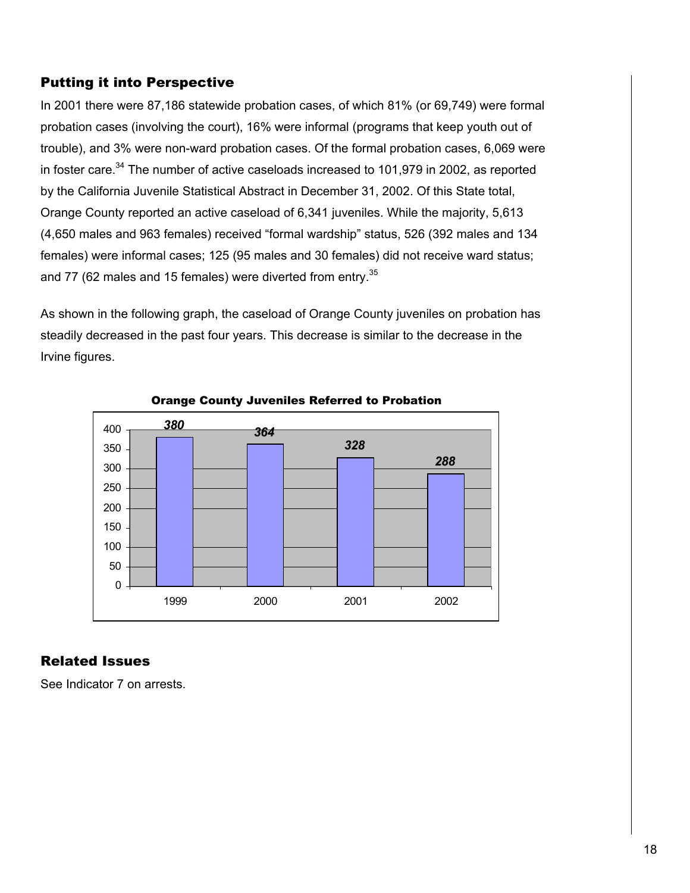## Putting it into Perspective

In 2001 there were 87,186 statewide probation cases, of which 81% (or 69,749) were formal probation cases (involving the court), 16% were informal (programs that keep youth out of trouble), and 3% were non-ward probation cases. Of the formal probation cases, 6,069 were in foster care.[34] The number of active caseloads increased to 101,979 in 2002, as reported by the California Juvenile Statistical Abstract in December 31, 2002. Of this State total, Orange County reported an active caseload of 6,341 juveniles. While the majority, 5,613 (4,650 males and 963 females) received "formal wardship" status, 526 (392 males and 134 females) were informal cases; 125 (95 males and 30 females) did not receive ward status; and 77 (62 males and 15 females) were diverted from entry.[35]

As shown in the following graph, the caseload of Orange County juveniles on probation has steadily decreased in the past four years. This decrease is similar to the decrease in the Irvine figures.

**Orange County Juveniles Referred to Probation**

| Year | Juveniles Referred to Probation |
|---|---|
| 1999 | 380 |
| 2000 | 364 |
| 2001 | 328 |
| 2002 | 288 |

## Related Issues

See Indicator 7 on arrests.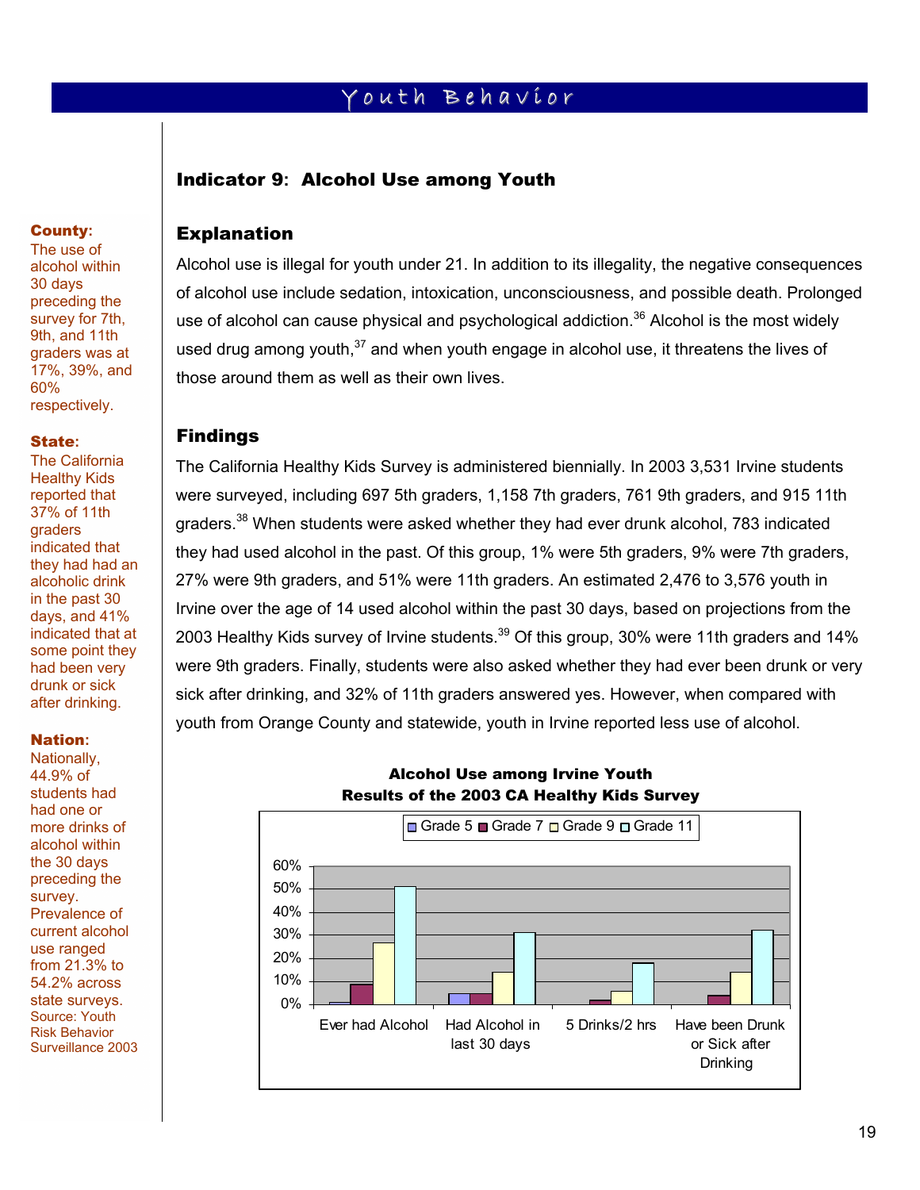# Youth Behavior

## Indicator 9: Alcohol Use among Youth

### Explanation

Alcohol use is illegal for youth under 21. In addition to its illegality, the negative consequences of alcohol use include sedation, intoxication, unconsciousness, and possible death. Prolonged use of alcohol can cause physical and psychological addiction.[36] Alcohol is the most widely used drug among youth,[37] and when youth engage in alcohol use, it threatens the lives of those around them as well as their own lives.

### Findings

The California Healthy Kids Survey is administered biennially. In 2003 3,531 Irvine students were surveyed, including 697 5th graders, 1,158 7th graders, 761 9th graders, and 915 11th graders.[38] When students were asked whether they had ever drunk alcohol, 783 indicated they had used alcohol in the past. Of this group, 1% were 5th graders, 9% were 7th graders, 27% were 9th graders, and 51% were 11th graders. An estimated 2,476 to 3,576 youth in Irvine over the age of 14 used alcohol within the past 30 days, based on projections from the 2003 Healthy Kids survey of Irvine students.[39] Of this group, 30% were 11th graders and 14% were 9th graders. Finally, students were also asked whether they had ever been drunk or very sick after drinking, and 32% of 11th graders answered yes. However, when compared with youth from Orange County and statewide, youth in Irvine reported less use of alcohol.

**Alcohol Use among Irvine Youth**
**Results of the 2003 CA Healthy Kids Survey**

| | Grade 5 | Grade 7 | Grade 9 | Grade 11 |
|---|---|---|---|---|
| Ever had Alcohol | 1% | 9% | 27% | 51% |
| Had Alcohol in last 30 days | 5% | 5% | 14% | 31% |
| 5 Drinks/2 hrs | | 2% | 6% | 18% |
| Have been Drunk or Sick after Drinking | | 4% | 14% | 32% |

**County:** The use of alcohol within 30 days preceding the survey for 7th, 9th, and 11th graders was at 17%, 39%, and 60% respectively.

**State:** The California Healthy Kids reported that 37% of 11th graders indicated that they had had an alcoholic drink in the past 30 days, and 41% indicated that at some point they had been very drunk or sick after drinking.

**Nation:** Nationally, 44.9% of students had had one or more drinks of alcohol within the 30 days preceding the survey. Prevalence of current alcohol use ranged from 21.3% to 54.2% across state surveys.
Source: Youth Risk Behavior Surveillance 2003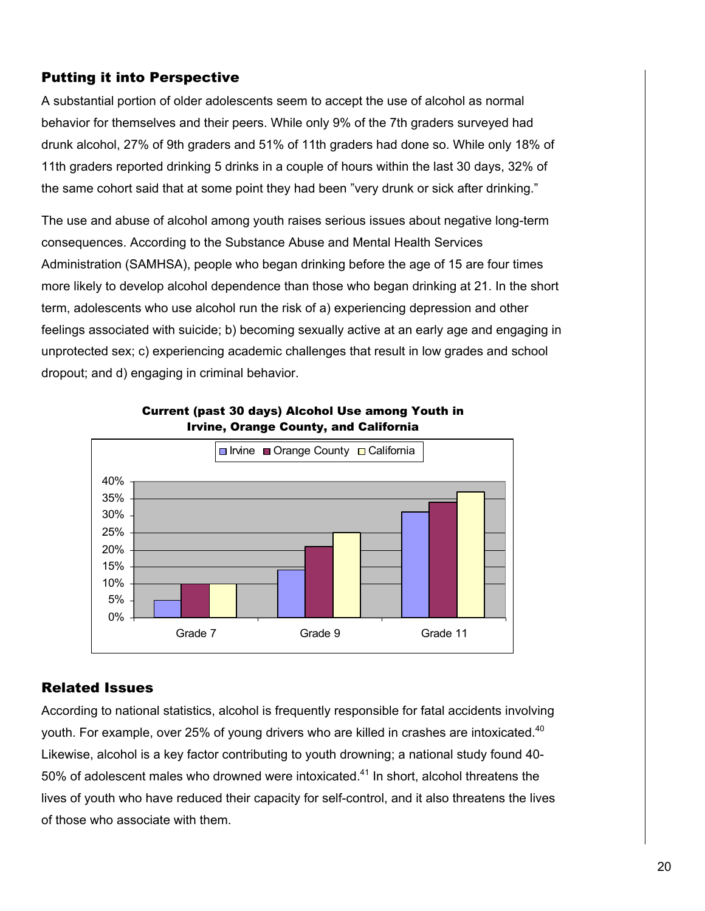## Putting it into Perspective

A substantial portion of older adolescents seem to accept the use of alcohol as normal behavior for themselves and their peers. While only 9% of the 7th graders surveyed had drunk alcohol, 27% of 9th graders and 51% of 11th graders had done so. While only 18% of 11th graders reported drinking 5 drinks in a couple of hours within the last 30 days, 32% of the same cohort said that at some point they had been "very drunk or sick after drinking."

The use and abuse of alcohol among youth raises serious issues about negative long-term consequences. According to the Substance Abuse and Mental Health Services Administration (SAMHSA), people who began drinking before the age of 15 are four times more likely to develop alcohol dependence than those who began drinking at 21. In the short term, adolescents who use alcohol run the risk of a) experiencing depression and other feelings associated with suicide; b) becoming sexually active at an early age and engaging in unprotected sex; c) experiencing academic challenges that result in low grades and school dropout; and d) engaging in criminal behavior.

**Current (past 30 days) Alcohol Use among Youth in Irvine, Orange County, and California**

## Related Issues

According to national statistics, alcohol is frequently responsible for fatal accidents involving youth. For example, over 25% of young drivers who are killed in crashes are intoxicated.[40] Likewise, alcohol is a key factor contributing to youth drowning; a national study found 40-50% of adolescent males who drowned were intoxicated.[41] In short, alcohol threatens the lives of youth who have reduced their capacity for self-control, and it also threatens the lives of those who associate with them.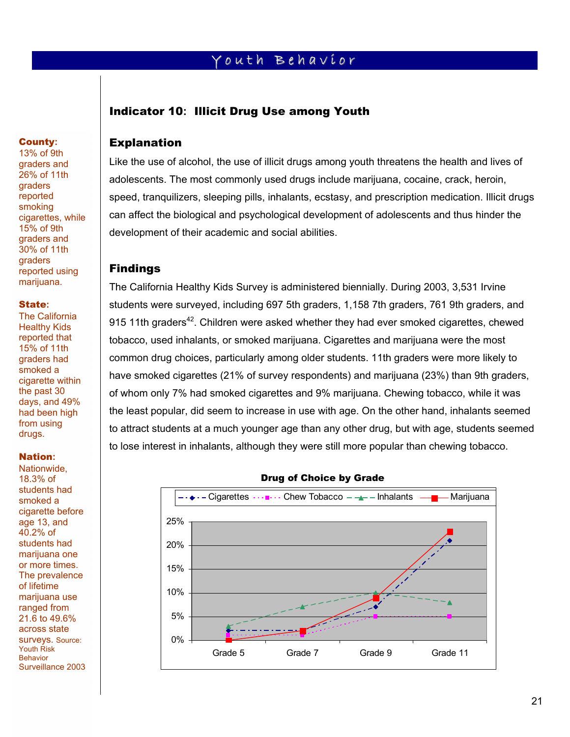## Indicator 10: Illicit Drug Use among Youth

**County:** 13% of 9th graders and 26% of 11th graders reported smoking cigarettes, while 15% of 9th graders and 30% of 11th graders reported using marijuana.

**State:** The California Healthy Kids reported that 15% of 11th graders had smoked a cigarette within the past 30 days, and 49% had been high from using drugs.

**Nation:** Nationwide, 18.3% of students had smoked a cigarette before age 13, and 40.2% of students had marijuana one or more times. The prevalence of lifetime marijuana use ranged from 21.6 to 49.6% across state surveys. Source: Youth Risk Behavior Surveillance 2003

### Explanation

Like the use of alcohol, the use of illicit drugs among youth threatens the health and lives of adolescents. The most commonly used drugs include marijuana, cocaine, crack, heroin, speed, tranquilizers, sleeping pills, inhalants, ecstasy, and prescription medication. Illicit drugs can affect the biological and psychological development of adolescents and thus hinder the development of their academic and social abilities.

### Findings

The California Healthy Kids Survey is administered biennially. During 2003, 3,531 Irvine students were surveyed, including 697 5th graders, 1,158 7th graders, 761 9th graders, and 915 11th graders[42]. Children were asked whether they had ever smoked cigarettes, chewed tobacco, used inhalants, or smoked marijuana. Cigarettes and marijuana were the most common drug choices, particularly among older students. 11th graders were more likely to have smoked cigarettes (21% of survey respondents) and marijuana (23%) than 9th graders, of whom only 7% had smoked cigarettes and 9% marijuana. Chewing tobacco, while it was the least popular, did seem to increase in use with age. On the other hand, inhalants seemed to attract students at a much younger age than any other drug, but with age, students seemed to lose interest in inhalants, although they were still more popular than chewing tobacco.

**Drug of Choice by Grade**

| | Grade 5 | Grade 7 | Grade 9 | Grade 11 |
|---|---|---|---|---|
| Cigarettes | 2% | 2% | 7% | 21% |
| Chew Tobacco | 1% | 1% | 5% | 5% |
| Inhalants | 3% | 7% | 10% | 8% |
| Marijuana | 0% | 2% | 9% | 23% |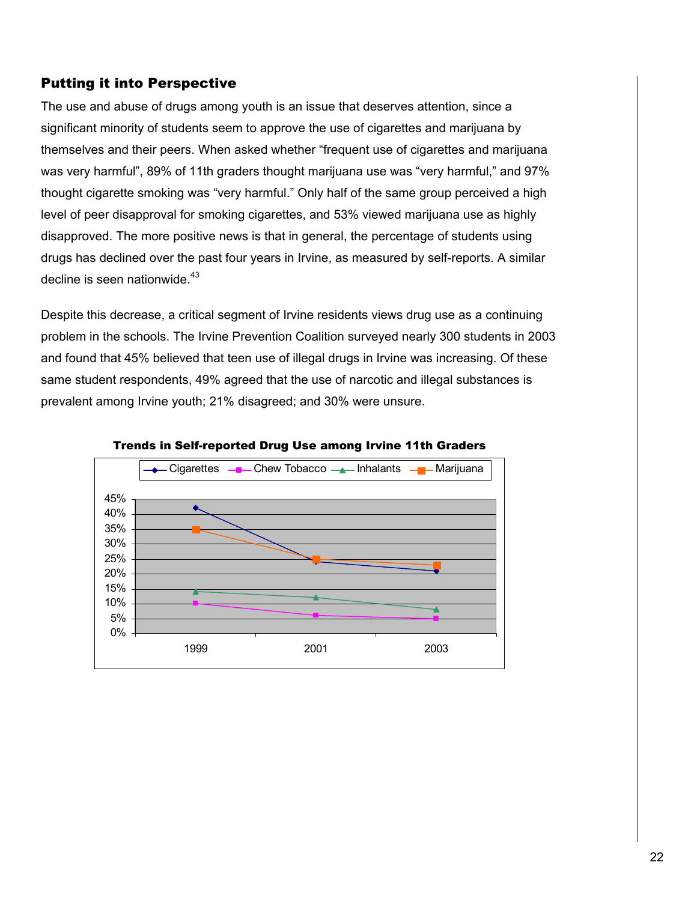### Putting it into Perspective

The use and abuse of drugs among youth is an issue that deserves attention, since a significant minority of students seem to approve the use of cigarettes and marijuana by themselves and their peers. When asked whether "frequent use of cigarettes and marijuana was very harmful", 89% of 11th graders thought marijuana use was "very harmful," and 97% thought cigarette smoking was "very harmful." Only half of the same group perceived a high level of peer disapproval for smoking cigarettes, and 53% viewed marijuana use as highly disapproved. The more positive news is that in general, the percentage of students using drugs has declined over the past four years in Irvine, as measured by self-reports. A similar decline is seen nationwide.[43]

Despite this decrease, a critical segment of Irvine residents views drug use as a continuing problem in the schools. The Irvine Prevention Coalition surveyed nearly 300 students in 2003 and found that 45% believed that teen use of illegal drugs in Irvine was increasing. Of these same student respondents, 49% agreed that the use of narcotic and illegal substances is prevalent among Irvine youth; 21% disagreed; and 30% were unsure.

**Trends in Self-reported Drug Use among Irvine 11th Graders**

| Year | Cigarettes | Chew Tobacco | Inhalants | Marijuana |
| --- | --- | --- | --- | --- |
| 1999 | 42% | 10% | 14% | 35% |
| 2001 | 24% | 6% | 12% | 25% |
| 2003 | 21% | 5% | 8% | 23% |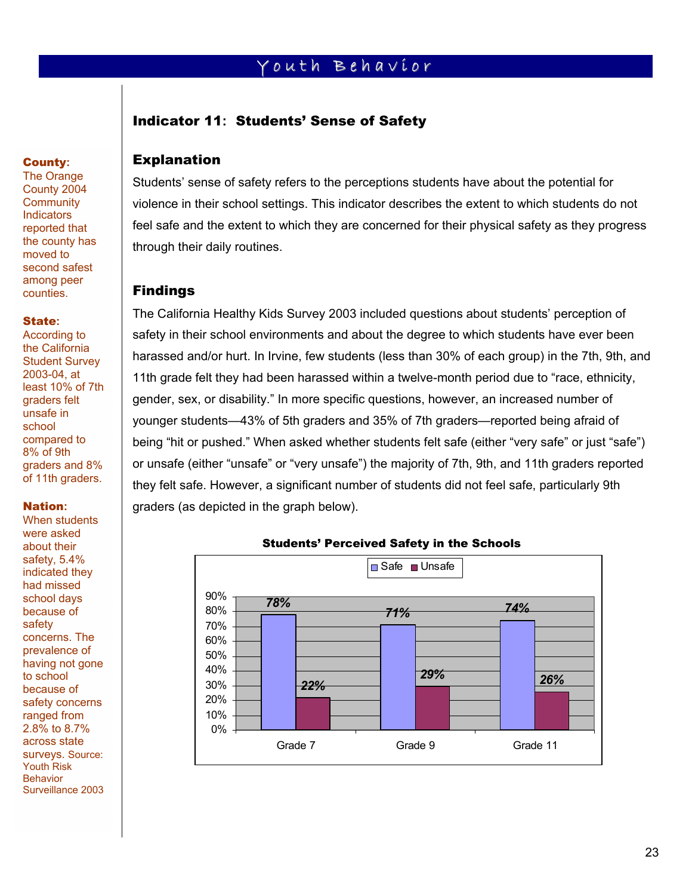# Youth Behavior

## Indicator 11: Students' Sense of Safety

### Explanation

Students' sense of safety refers to the perceptions students have about the potential for violence in their school settings. This indicator describes the extent to which students do not feel safe and the extent to which they are concerned for their physical safety as they progress through their daily routines.

### Findings

The California Healthy Kids Survey 2003 included questions about students' perception of safety in their school environments and about the degree to which students have ever been harassed and/or hurt. In Irvine, few students (less than 30% of each group) in the 7th, 9th, and 11th grade felt they had been harassed within a twelve-month period due to "race, ethnicity, gender, sex, or disability." In more specific questions, however, an increased number of younger students—43% of 5th graders and 35% of 7th graders—reported being afraid of being "hit or pushed." When asked whether students felt safe (either "very safe" or just "safe") or unsafe (either "unsafe" or "very unsafe") the majority of 7th, 9th, and 11th graders reported they felt safe. However, a significant number of students did not feel safe, particularly 9th graders (as depicted in the graph below).

**Students' Perceived Safety in the Schools**

| | Safe | Unsafe |
|---|---|---|
| Grade 7 | 78% | 22% |
| Grade 9 | 71% | 29% |
| Grade 11 | 74% | 26% |

**County:** The Orange County 2004 Community Indicators reported that the county has moved to second safest among peer counties.

**State:** According to the California Student Survey 2003-04, at least 10% of 7th graders felt unsafe in school compared to 8% of 9th graders and 8% of 11th graders.

**Nation:** When students were asked about their safety, 5.4% indicated they had missed school days because of safety concerns. The prevalence of having not gone to school because of safety concerns ranged from 2.8% to 8.7% across state surveys. Source: Youth Risk Behavior Surveillance 2003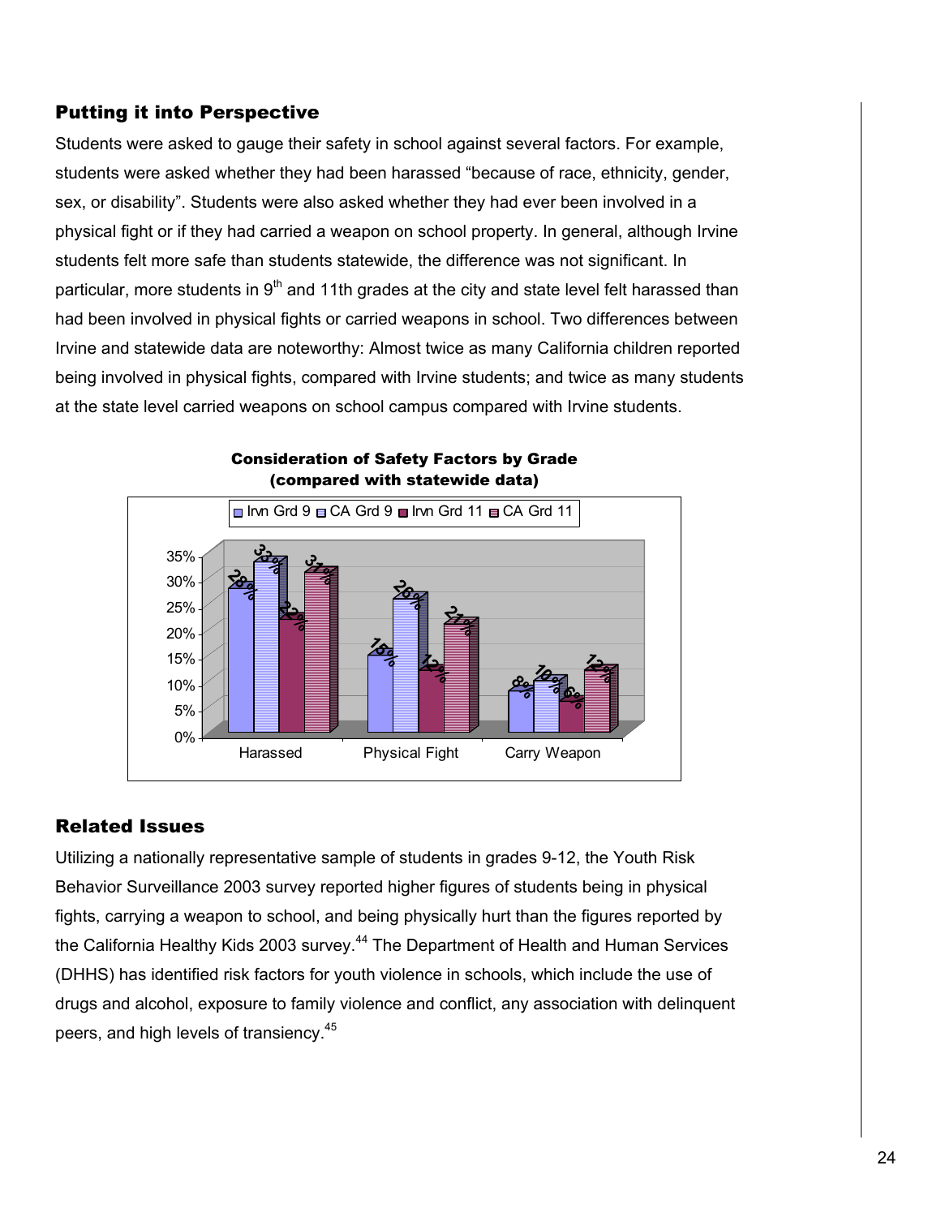## Putting it into Perspective

Students were asked to gauge their safety in school against several factors. For example, students were asked whether they had been harassed "because of race, ethnicity, gender, sex, or disability". Students were also asked whether they had ever been involved in a physical fight or if they had carried a weapon on school property. In general, although Irvine students felt more safe than students statewide, the difference was not significant. In particular, more students in 9th and 11th grades at the city and state level felt harassed than had been involved in physical fights or carried weapons in school. Two differences between Irvine and statewide data are noteworthy: Almost twice as many California children reported being involved in physical fights, compared with Irvine students; and twice as many students at the state level carried weapons on school campus compared with Irvine students.

**Consideration of Safety Factors by Grade (compared with statewide data)**

| | Irvn Grd 9 | CA Grd 9 | Irvn Grd 11 | CA Grd 11 |
|---|---|---|---|---|
| Harassed | 28% | 33% | 22% | 31% |
| Physical Fight | 15% | 26% | 12% | 21% |
| Carry Weapon | 8% | 10% | 6% | 12% |

## Related Issues

Utilizing a nationally representative sample of students in grades 9-12, the Youth Risk Behavior Surveillance 2003 survey reported higher figures of students being in physical fights, carrying a weapon to school, and being physically hurt than the figures reported by the California Healthy Kids 2003 survey.[44] The Department of Health and Human Services (DHHS) has identified risk factors for youth violence in schools, which include the use of drugs and alcohol, exposure to family violence and conflict, any association with delinquent peers, and high levels of transiency.[45]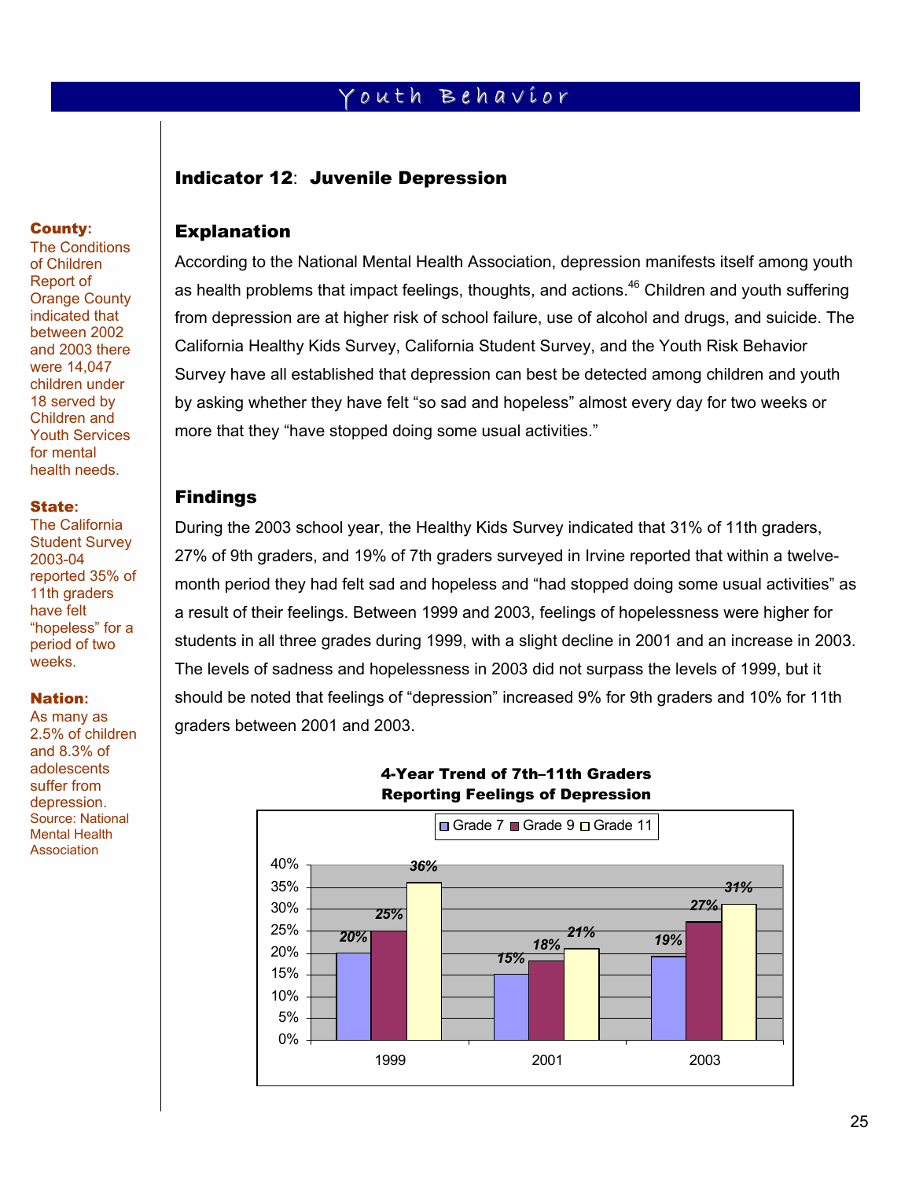# Youth Behavior

## Indicator 12: Juvenile Depression

### Explanation

According to the National Mental Health Association, depression manifests itself among youth as health problems that impact feelings, thoughts, and actions.[46] Children and youth suffering from depression are at higher risk of school failure, use of alcohol and drugs, and suicide. The California Healthy Kids Survey, California Student Survey, and the Youth Risk Behavior Survey have all established that depression can best be detected among children and youth by asking whether they have felt "so sad and hopeless" almost every day for two weeks or more that they "have stopped doing some usual activities."

### Findings

During the 2003 school year, the Healthy Kids Survey indicated that 31% of 11th graders, 27% of 9th graders, and 19% of 7th graders surveyed in Irvine reported that within a twelve-month period they had felt sad and hopeless and "had stopped doing some usual activities" as a result of their feelings. Between 1999 and 2003, feelings of hopelessness were higher for students in all three grades during 1999, with a slight decline in 2001 and an increase in 2003. The levels of sadness and hopelessness in 2003 did not surpass the levels of 1999, but it should be noted that feelings of "depression" increased 9% for 9th graders and 10% for 11th graders between 2001 and 2003.

**4-Year Trend of 7th–11th Graders Reporting Feelings of Depression**

| Year | Grade 7 | Grade 9 | Grade 11 |
|---|---|---|---|
| 1999 | 20% | 25% | 36% |
| 2001 | 15% | 18% | 21% |
| 2003 | 19% | 27% | 31% |

**County:** The Conditions of Children Report of Orange County indicated that between 2002 and 2003 there were 14,047 children under 18 served by Children and Youth Services for mental health needs.

**State:** The California Student Survey 2003-04 reported 35% of 11th graders have felt "hopeless" for a period of two weeks.

**Nation:** As many as 2.5% of children and 8.3% of adolescents suffer from depression. Source: National Mental Health Association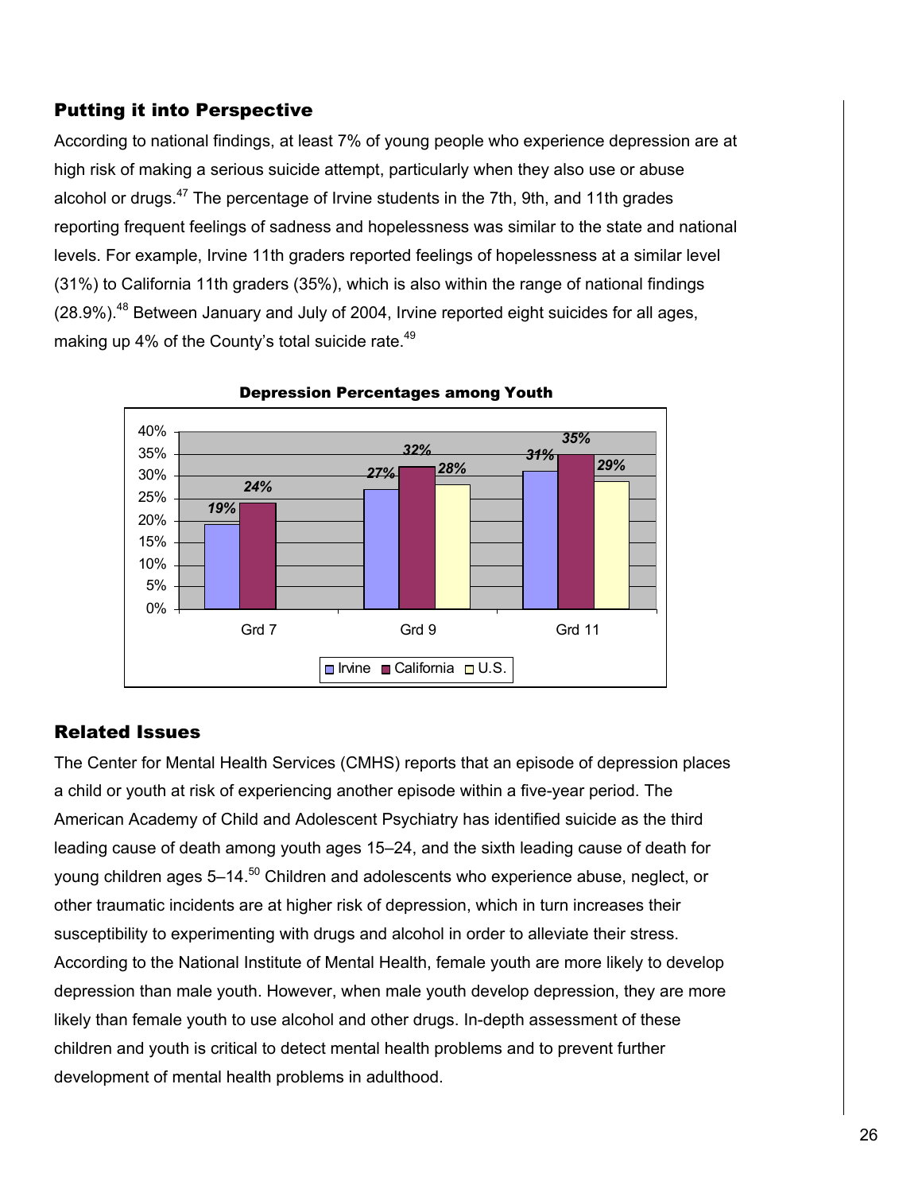## Putting it into Perspective

According to national findings, at least 7% of young people who experience depression are at high risk of making a serious suicide attempt, particularly when they also use or abuse alcohol or drugs.[47] The percentage of Irvine students in the 7th, 9th, and 11th grades reporting frequent feelings of sadness and hopelessness was similar to the state and national levels. For example, Irvine 11th graders reported feelings of hopelessness at a similar level (31%) to California 11th graders (35%), which is also within the range of national findings (28.9%).[48] Between January and July of 2004, Irvine reported eight suicides for all ages, making up 4% of the County's total suicide rate.[49]

**Depression Percentages among Youth**

| | Irvine | California | U.S. |
|---|---|---|---|
| Grd 7 | 19% | 24% | |
| Grd 9 | 27% | 32% | 28% |
| Grd 11 | 31% | 35% | 29% |

## Related Issues

The Center for Mental Health Services (CMHS) reports that an episode of depression places a child or youth at risk of experiencing another episode within a five-year period. The American Academy of Child and Adolescent Psychiatry has identified suicide as the third leading cause of death among youth ages 15–24, and the sixth leading cause of death for young children ages 5–14.[50] Children and adolescents who experience abuse, neglect, or other traumatic incidents are at higher risk of depression, which in turn increases their susceptibility to experimenting with drugs and alcohol in order to alleviate their stress. According to the National Institute of Mental Health, female youth are more likely to develop depression than male youth. However, when male youth develop depression, they are more likely than female youth to use alcohol and other drugs. In-depth assessment of these children and youth is critical to detect mental health problems and to prevent further development of mental health problems in adulthood.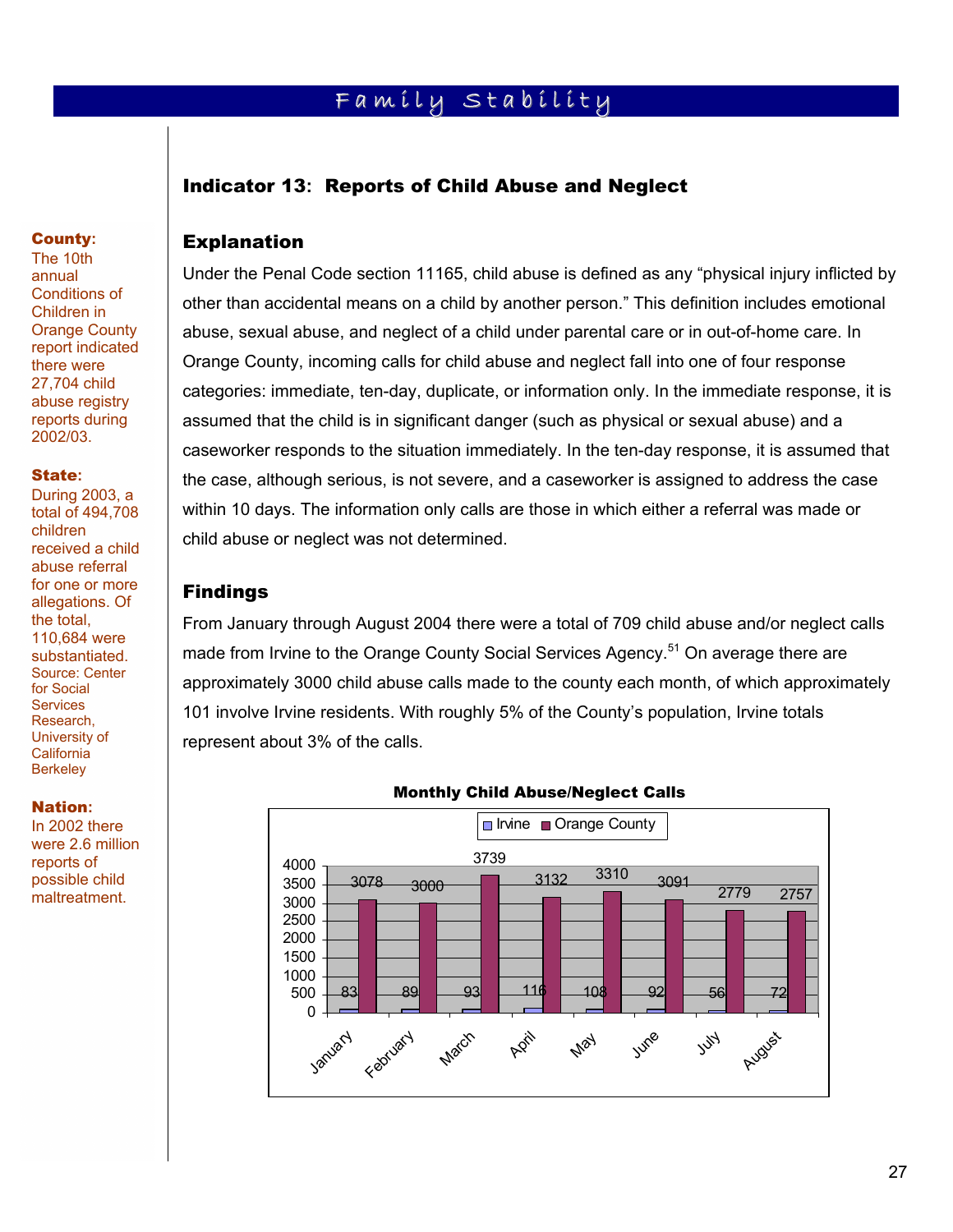# Family Stability

## Indicator 13: Reports of Child Abuse and Neglect

### Explanation

Under the Penal Code section 11165, child abuse is defined as any "physical injury inflicted by other than accidental means on a child by another person." This definition includes emotional abuse, sexual abuse, and neglect of a child under parental care or in out-of-home care. In Orange County, incoming calls for child abuse and neglect fall into one of four response categories: immediate, ten-day, duplicate, or information only. In the immediate response, it is assumed that the child is in significant danger (such as physical or sexual abuse) and a caseworker responds to the situation immediately. In the ten-day response, it is assumed that the case, although serious, is not severe, and a caseworker is assigned to address the case within 10 days. The information only calls are those in which either a referral was made or child abuse or neglect was not determined.

### Findings

From January through August 2004 there were a total of 709 child abuse and/or neglect calls made from Irvine to the Orange County Social Services Agency.[51] On average there are approximately 3000 child abuse calls made to the county each month, of which approximately 101 involve Irvine residents. With roughly 5% of the County's population, Irvine totals represent about 3% of the calls.

**Monthly Child Abuse/Neglect Calls**

| Month | Irvine | Orange County |
|---|---|---|
| January | 83 | 3078 |
| February | 89 | 3000 |
| March | 93 | 3739 |
| April | 116 | 3132 |
| May | 108 | 3310 |
| June | 92 | 3091 |
| July | 56 | 2779 |
| August | 72 | 2757 |

**County:** The 10th annual Conditions of Children in Orange County report indicated there were 27,704 child abuse registry reports during 2002/03.

**State:** During 2003, a total of 494,708 children received a child abuse referral for one or more allegations. Of the total, 110,684 were substantiated. Source: Center for Social Services Research, University of California Berkeley

**Nation:** In 2002 there were 2.6 million reports of possible child maltreatment.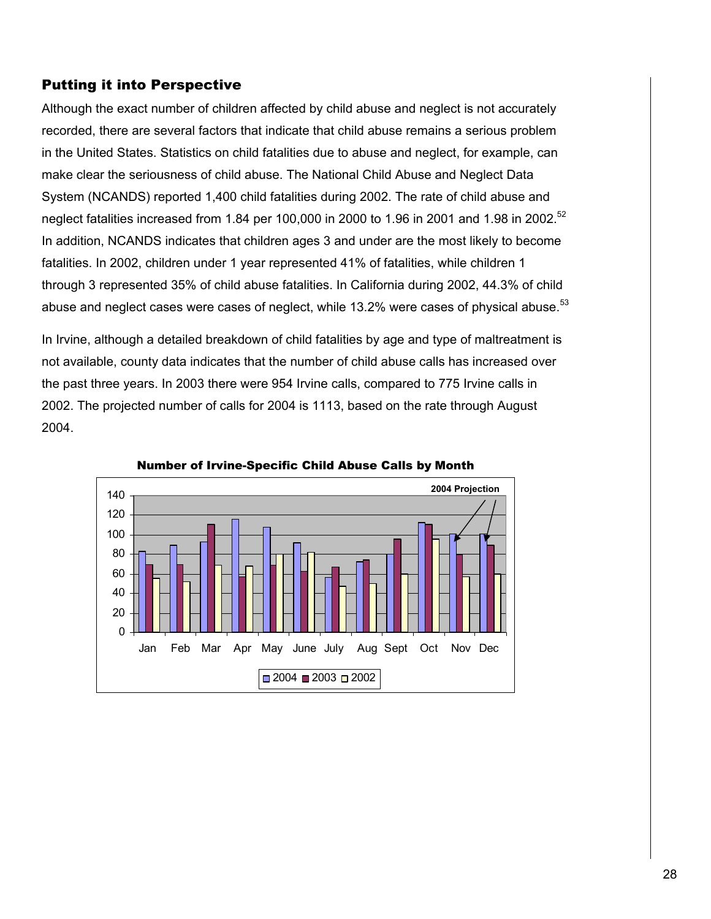## Putting it into Perspective

Although the exact number of children affected by child abuse and neglect is not accurately recorded, there are several factors that indicate that child abuse remains a serious problem in the United States. Statistics on child fatalities due to abuse and neglect, for example, can make clear the seriousness of child abuse. The National Child Abuse and Neglect Data System (NCANDS) reported 1,400 child fatalities during 2002. The rate of child abuse and neglect fatalities increased from 1.84 per 100,000 in 2000 to 1.96 in 2001 and 1.98 in 2002.[52] In addition, NCANDS indicates that children ages 3 and under are the most likely to become fatalities. In 2002, children under 1 year represented 41% of fatalities, while children 1 through 3 represented 35% of child abuse fatalities. In California during 2002, 44.3% of child abuse and neglect cases were cases of neglect, while 13.2% were cases of physical abuse.[53]

In Irvine, although a detailed breakdown of child fatalities by age and type of maltreatment is not available, county data indicates that the number of child abuse calls has increased over the past three years. In 2003 there were 954 Irvine calls, compared to 775 Irvine calls in 2002. The projected number of calls for 2004 is 1113, based on the rate through August 2004.

**Number of Irvine-Specific Child Abuse Calls by Month**

2004 Projection

Legend: 2004, 2003, 2002

Months: Jan, Feb, Mar, Apr, May, June, July, Aug, Sept, Oct, Nov, Dec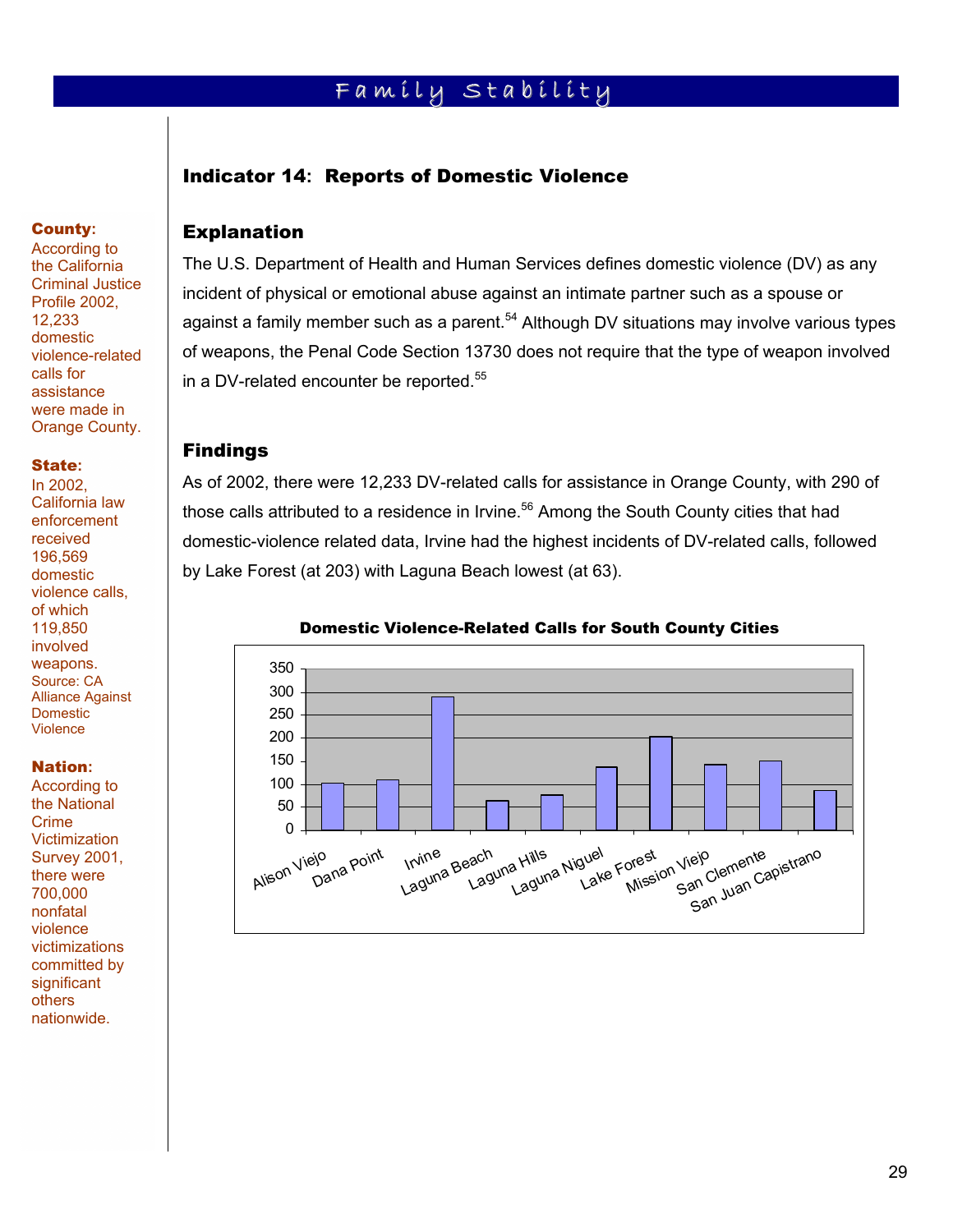## Indicator 14: Reports of Domestic Violence

**County:** According to the California Criminal Justice Profile 2002, 12,233 domestic violence-related calls for assistance were made in Orange County.

**State:** In 2002, California law enforcement received 196,569 domestic violence calls, of which 119,850 involved weapons. Source: CA Alliance Against Domestic Violence

**Nation:** According to the National Crime Victimization Survey 2001, there were 700,000 nonfatal violence victimizations committed by significant others nationwide.

### Explanation

The U.S. Department of Health and Human Services defines domestic violence (DV) as any incident of physical or emotional abuse against an intimate partner such as a spouse or against a family member such as a parent.[54] Although DV situations may involve various types of weapons, the Penal Code Section 13730 does not require that the type of weapon involved in a DV-related encounter be reported.[55]

### Findings

As of 2002, there were 12,233 DV-related calls for assistance in Orange County, with 290 of those calls attributed to a residence in Irvine.[56] Among the South County cities that had domestic-violence related data, Irvine had the highest incidents of DV-related calls, followed by Lake Forest (at 203) with Laguna Beach lowest (at 63).

**Domestic Violence-Related Calls for South County Cities**

| City | Calls (approx.) |
|---|---|
| Alison Viejo | 102 |
| Dana Point | 110 |
| Irvine | 290 |
| Laguna Beach | 63 |
| Laguna Hills | 76 |
| Laguna Niguel | 138 |
| Lake Forest | 203 |
| Mission Viejo | 143 |
| San Clemente | 150 |
| San Juan Capistrano | 86 |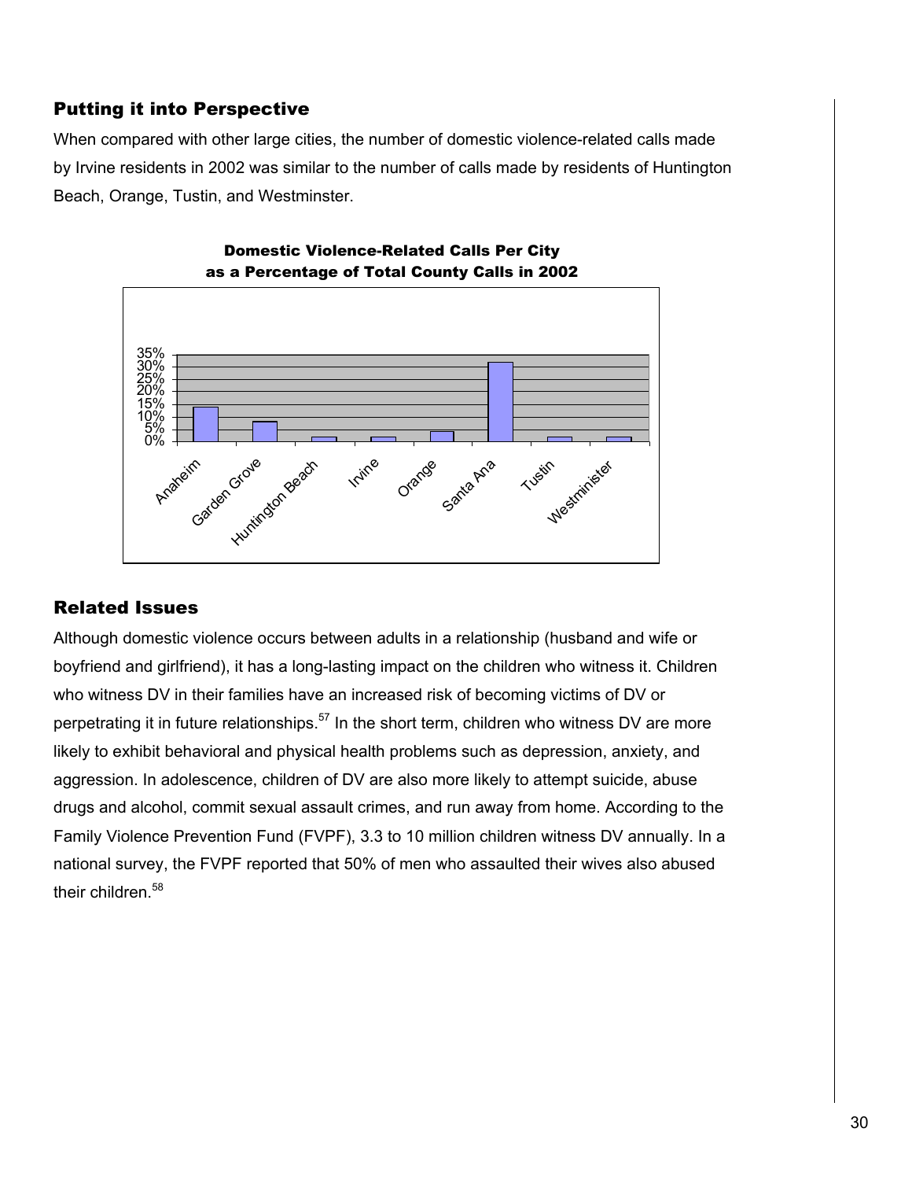## Putting it into Perspective

When compared with other large cities, the number of domestic violence-related calls made by Irvine residents in 2002 was similar to the number of calls made by residents of Huntington Beach, Orange, Tustin, and Westminster.

**Domestic Violence-Related Calls Per City as a Percentage of Total County Calls in 2002**

## Related Issues

Although domestic violence occurs between adults in a relationship (husband and wife or boyfriend and girlfriend), it has a long-lasting impact on the children who witness it. Children who witness DV in their families have an increased risk of becoming victims of DV or perpetrating it in future relationships.[57] In the short term, children who witness DV are more likely to exhibit behavioral and physical health problems such as depression, anxiety, and aggression. In adolescence, children of DV are also more likely to attempt suicide, abuse drugs and alcohol, commit sexual assault crimes, and run away from home. According to the Family Violence Prevention Fund (FVPF), 3.3 to 10 million children witness DV annually. In a national survey, the FVPF reported that 50% of men who assaulted their wives also abused their children.[58]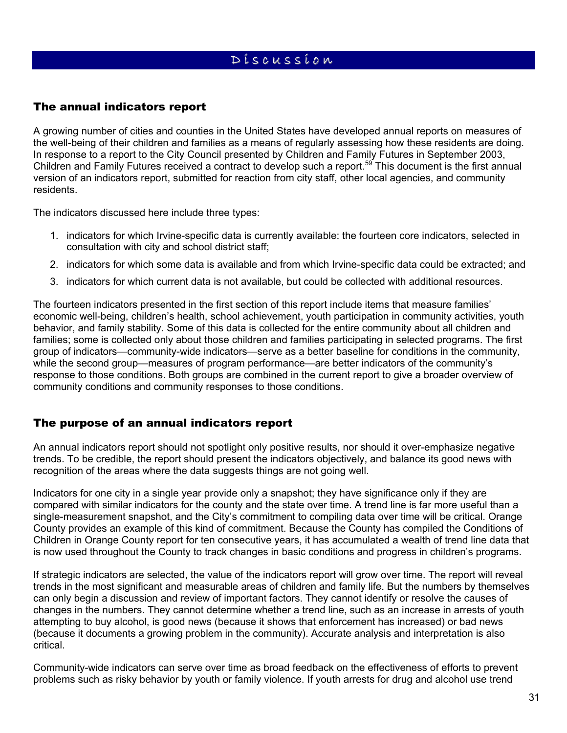# Discussion

## The annual indicators report

A growing number of cities and counties in the United States have developed annual reports on measures of the well-being of their children and families as a means of regularly assessing how these residents are doing. In response to a report to the City Council presented by Children and Family Futures in September 2003, Children and Family Futures received a contract to develop such a report.[59] This document is the first annual version of an indicators report, submitted for reaction from city staff, other local agencies, and community residents.

The indicators discussed here include three types:

1. indicators for which Irvine-specific data is currently available: the fourteen core indicators, selected in consultation with city and school district staff;
2. indicators for which some data is available and from which Irvine-specific data could be extracted; and
3. indicators for which current data is not available, but could be collected with additional resources.

The fourteen indicators presented in the first section of this report include items that measure families' economic well-being, children's health, school achievement, youth participation in community activities, youth behavior, and family stability. Some of this data is collected for the entire community about all children and families; some is collected only about those children and families participating in selected programs. The first group of indicators—community-wide indicators—serve as a better baseline for conditions in the community, while the second group—measures of program performance—are better indicators of the community's response to those conditions. Both groups are combined in the current report to give a broader overview of community conditions and community responses to those conditions.

## The purpose of an annual indicators report

An annual indicators report should not spotlight only positive results, nor should it over-emphasize negative trends. To be credible, the report should present the indicators objectively, and balance its good news with recognition of the areas where the data suggests things are not going well.

Indicators for one city in a single year provide only a snapshot; they have significance only if they are compared with similar indicators for the county and the state over time. A trend line is far more useful than a single-measurement snapshot, and the City's commitment to compiling data over time will be critical. Orange County provides an example of this kind of commitment. Because the County has compiled the Conditions of Children in Orange County report for ten consecutive years, it has accumulated a wealth of trend line data that is now used throughout the County to track changes in basic conditions and progress in children's programs.

If strategic indicators are selected, the value of the indicators report will grow over time. The report will reveal trends in the most significant and measurable areas of children and family life. But the numbers by themselves can only begin a discussion and review of important factors. They cannot identify or resolve the causes of changes in the numbers. They cannot determine whether a trend line, such as an increase in arrests of youth attempting to buy alcohol, is good news (because it shows that enforcement has increased) or bad news (because it documents a growing problem in the community). Accurate analysis and interpretation is also critical.

Community-wide indicators can serve over time as broad feedback on the effectiveness of efforts to prevent problems such as risky behavior by youth or family violence. If youth arrests for drug and alcohol use trend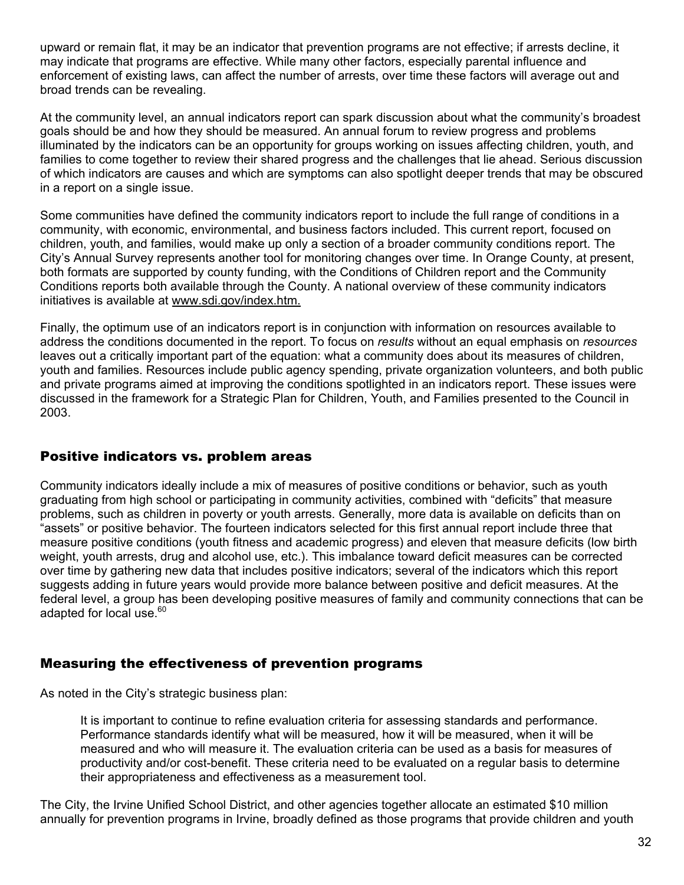upward or remain flat, it may be an indicator that prevention programs are not effective; if arrests decline, it may indicate that programs are effective. While many other factors, especially parental influence and enforcement of existing laws, can affect the number of arrests, over time these factors will average out and broad trends can be revealing.

At the community level, an annual indicators report can spark discussion about what the community's broadest goals should be and how they should be measured. An annual forum to review progress and problems illuminated by the indicators can be an opportunity for groups working on issues affecting children, youth, and families to come together to review their shared progress and the challenges that lie ahead. Serious discussion of which indicators are causes and which are symptoms can also spotlight deeper trends that may be obscured in a report on a single issue.

Some communities have defined the community indicators report to include the full range of conditions in a community, with economic, environmental, and business factors included. This current report, focused on children, youth, and families, would make up only a section of a broader community conditions report. The City's Annual Survey represents another tool for monitoring changes over time. In Orange County, at present, both formats are supported by county funding, with the Conditions of Children report and the Community Conditions reports both available through the County. A national overview of these community indicators initiatives is available at www.sdi.gov/index.htm.

Finally, the optimum use of an indicators report is in conjunction with information on resources available to address the conditions documented in the report. To focus on *results* without an equal emphasis on *resources* leaves out a critically important part of the equation: what a community does about its measures of children, youth and families. Resources include public agency spending, private organization volunteers, and both public and private programs aimed at improving the conditions spotlighted in an indicators report. These issues were discussed in the framework for a Strategic Plan for Children, Youth, and Families presented to the Council in 2003.

## Positive indicators vs. problem areas

Community indicators ideally include a mix of measures of positive conditions or behavior, such as youth graduating from high school or participating in community activities, combined with "deficits" that measure problems, such as children in poverty or youth arrests. Generally, more data is available on deficits than on "assets" or positive behavior. The fourteen indicators selected for this first annual report include three that measure positive conditions (youth fitness and academic progress) and eleven that measure deficits (low birth weight, youth arrests, drug and alcohol use, etc.). This imbalance toward deficit measures can be corrected over time by gathering new data that includes positive indicators; several of the indicators which this report suggests adding in future years would provide more balance between positive and deficit measures. At the federal level, a group has been developing positive measures of family and community connections that can be adapted for local use.[60]

## Measuring the effectiveness of prevention programs

As noted in the City's strategic business plan:

> It is important to continue to refine evaluation criteria for assessing standards and performance. Performance standards identify what will be measured, how it will be measured, when it will be measured and who will measure it. The evaluation criteria can be used as a basis for measures of productivity and/or cost-benefit. These criteria need to be evaluated on a regular basis to determine their appropriateness and effectiveness as a measurement tool.

The City, the Irvine Unified School District, and other agencies together allocate an estimated $10 million annually for prevention programs in Irvine, broadly defined as those programs that provide children and youth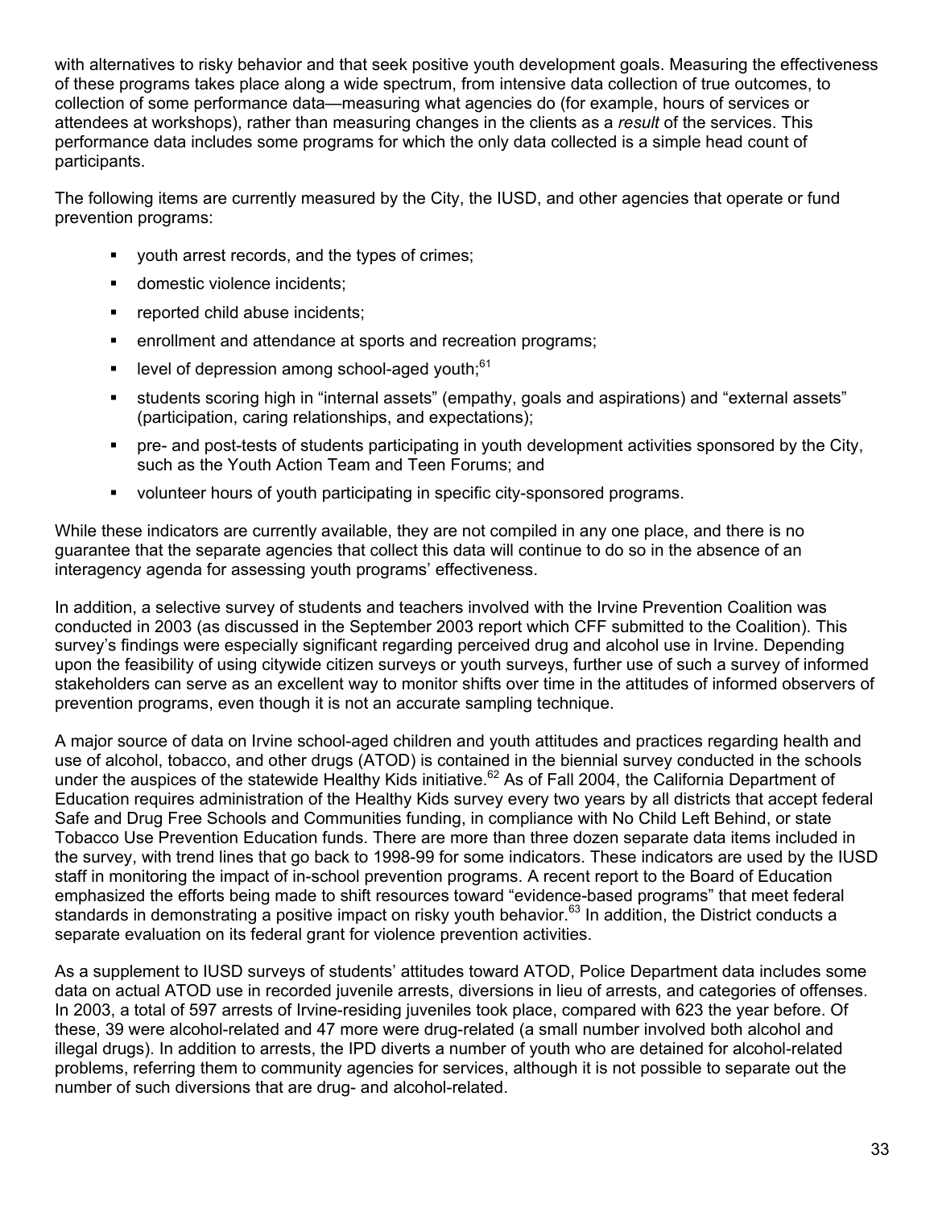with alternatives to risky behavior and that seek positive youth development goals. Measuring the effectiveness of these programs takes place along a wide spectrum, from intensive data collection of true outcomes, to collection of some performance data—measuring what agencies do (for example, hours of services or attendees at workshops), rather than measuring changes in the clients as a *result* of the services. This performance data includes some programs for which the only data collected is a simple head count of participants.

The following items are currently measured by the City, the IUSD, and other agencies that operate or fund prevention programs:

- youth arrest records, and the types of crimes;
- domestic violence incidents;
- reported child abuse incidents;
- enrollment and attendance at sports and recreation programs;
- level of depression among school-aged youth;[61]
- students scoring high in "internal assets" (empathy, goals and aspirations) and "external assets" (participation, caring relationships, and expectations);
- pre- and post-tests of students participating in youth development activities sponsored by the City, such as the Youth Action Team and Teen Forums; and
- volunteer hours of youth participating in specific city-sponsored programs.

While these indicators are currently available, they are not compiled in any one place, and there is no guarantee that the separate agencies that collect this data will continue to do so in the absence of an interagency agenda for assessing youth programs' effectiveness.

In addition, a selective survey of students and teachers involved with the Irvine Prevention Coalition was conducted in 2003 (as discussed in the September 2003 report which CFF submitted to the Coalition). This survey's findings were especially significant regarding perceived drug and alcohol use in Irvine. Depending upon the feasibility of using citywide citizen surveys or youth surveys, further use of such a survey of informed stakeholders can serve as an excellent way to monitor shifts over time in the attitudes of informed observers of prevention programs, even though it is not an accurate sampling technique.

A major source of data on Irvine school-aged children and youth attitudes and practices regarding health and use of alcohol, tobacco, and other drugs (ATOD) is contained in the biennial survey conducted in the schools under the auspices of the statewide Healthy Kids initiative.[62] As of Fall 2004, the California Department of Education requires administration of the Healthy Kids survey every two years by all districts that accept federal Safe and Drug Free Schools and Communities funding, in compliance with No Child Left Behind, or state Tobacco Use Prevention Education funds. There are more than three dozen separate data items included in the survey, with trend lines that go back to 1998-99 for some indicators. These indicators are used by the IUSD staff in monitoring the impact of in-school prevention programs. A recent report to the Board of Education emphasized the efforts being made to shift resources toward "evidence-based programs" that meet federal standards in demonstrating a positive impact on risky youth behavior.[63] In addition, the District conducts a separate evaluation on its federal grant for violence prevention activities.

As a supplement to IUSD surveys of students' attitudes toward ATOD, Police Department data includes some data on actual ATOD use in recorded juvenile arrests, diversions in lieu of arrests, and categories of offenses. In 2003, a total of 597 arrests of Irvine-residing juveniles took place, compared with 623 the year before. Of these, 39 were alcohol-related and 47 more were drug-related (a small number involved both alcohol and illegal drugs). In addition to arrests, the IPD diverts a number of youth who are detained for alcohol-related problems, referring them to community agencies for services, although it is not possible to separate out the number of such diversions that are drug- and alcohol-related.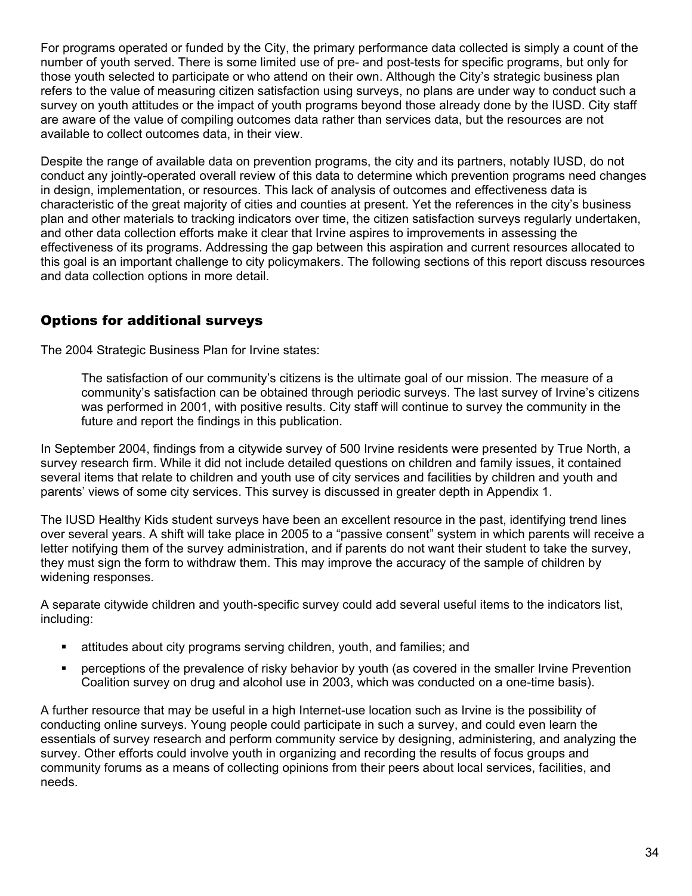For programs operated or funded by the City, the primary performance data collected is simply a count of the number of youth served. There is some limited use of pre- and post-tests for specific programs, but only for those youth selected to participate or who attend on their own. Although the City's strategic business plan refers to the value of measuring citizen satisfaction using surveys, no plans are under way to conduct such a survey on youth attitudes or the impact of youth programs beyond those already done by the IUSD. City staff are aware of the value of compiling outcomes data rather than services data, but the resources are not available to collect outcomes data, in their view.

Despite the range of available data on prevention programs, the city and its partners, notably IUSD, do not conduct any jointly-operated overall review of this data to determine which prevention programs need changes in design, implementation, or resources. This lack of analysis of outcomes and effectiveness data is characteristic of the great majority of cities and counties at present. Yet the references in the city's business plan and other materials to tracking indicators over time, the citizen satisfaction surveys regularly undertaken, and other data collection efforts make it clear that Irvine aspires to improvements in assessing the effectiveness of its programs. Addressing the gap between this aspiration and current resources allocated to this goal is an important challenge to city policymakers. The following sections of this report discuss resources and data collection options in more detail.

## Options for additional surveys

The 2004 Strategic Business Plan for Irvine states:

> The satisfaction of our community's citizens is the ultimate goal of our mission. The measure of a community's satisfaction can be obtained through periodic surveys. The last survey of Irvine's citizens was performed in 2001, with positive results. City staff will continue to survey the community in the future and report the findings in this publication.

In September 2004, findings from a citywide survey of 500 Irvine residents were presented by True North, a survey research firm. While it did not include detailed questions on children and family issues, it contained several items that relate to children and youth use of city services and facilities by children and youth and parents' views of some city services. This survey is discussed in greater depth in Appendix 1.

The IUSD Healthy Kids student surveys have been an excellent resource in the past, identifying trend lines over several years. A shift will take place in 2005 to a "passive consent" system in which parents will receive a letter notifying them of the survey administration, and if parents do not want their student to take the survey, they must sign the form to withdraw them. This may improve the accuracy of the sample of children by widening responses.

A separate citywide children and youth-specific survey could add several useful items to the indicators list, including:

- attitudes about city programs serving children, youth, and families; and
- perceptions of the prevalence of risky behavior by youth (as covered in the smaller Irvine Prevention Coalition survey on drug and alcohol use in 2003, which was conducted on a one-time basis).

A further resource that may be useful in a high Internet-use location such as Irvine is the possibility of conducting online surveys. Young people could participate in such a survey, and could even learn the essentials of survey research and perform community service by designing, administering, and analyzing the survey. Other efforts could involve youth in organizing and recording the results of focus groups and community forums as a means of collecting opinions from their peers about local services, facilities, and needs.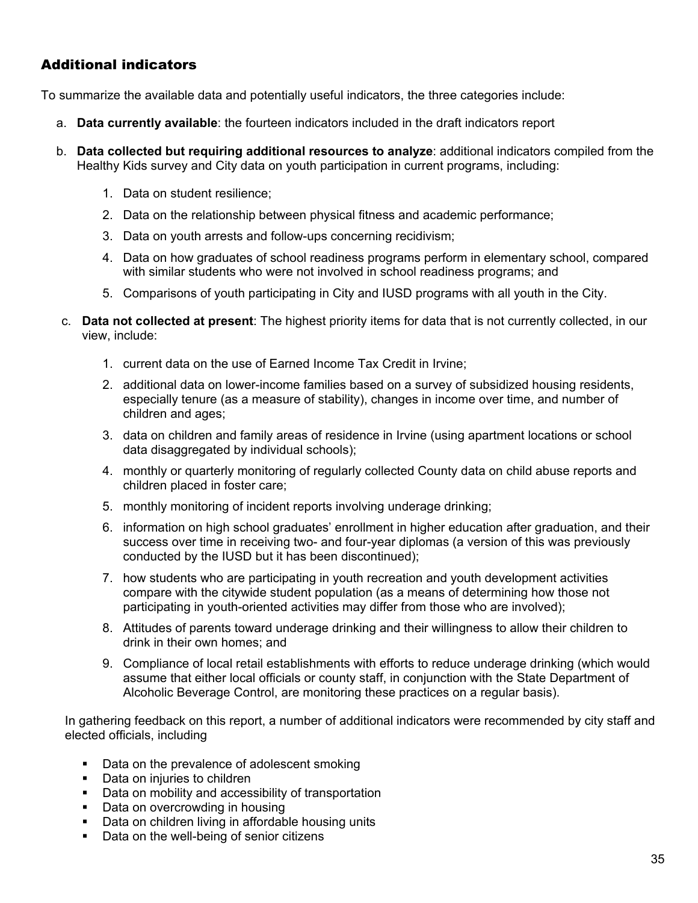## Additional indicators

To summarize the available data and potentially useful indicators, the three categories include:

a. **Data currently available**: the fourteen indicators included in the draft indicators report

b. **Data collected but requiring additional resources to analyze**: additional indicators compiled from the Healthy Kids survey and City data on youth participation in current programs, including:

    1. Data on student resilience;
    2. Data on the relationship between physical fitness and academic performance;
    3. Data on youth arrests and follow-ups concerning recidivism;
    4. Data on how graduates of school readiness programs perform in elementary school, compared with similar students who were not involved in school readiness programs; and
    5. Comparisons of youth participating in City and IUSD programs with all youth in the City.

c. **Data not collected at present**: The highest priority items for data that is not currently collected, in our view, include:

    1. current data on the use of Earned Income Tax Credit in Irvine;
    2. additional data on lower-income families based on a survey of subsidized housing residents, especially tenure (as a measure of stability), changes in income over time, and number of children and ages;
    3. data on children and family areas of residence in Irvine (using apartment locations or school data disaggregated by individual schools);
    4. monthly or quarterly monitoring of regularly collected County data on child abuse reports and children placed in foster care;
    5. monthly monitoring of incident reports involving underage drinking;
    6. information on high school graduates' enrollment in higher education after graduation, and their success over time in receiving two- and four-year diplomas (a version of this was previously conducted by the IUSD but it has been discontinued);
    7. how students who are participating in youth recreation and youth development activities compare with the citywide student population (as a means of determining how those not participating in youth-oriented activities may differ from those who are involved);
    8. Attitudes of parents toward underage drinking and their willingness to allow their children to drink in their own homes; and
    9. Compliance of local retail establishments with efforts to reduce underage drinking (which would assume that either local officials or county staff, in conjunction with the State Department of Alcoholic Beverage Control, are monitoring these practices on a regular basis).

In gathering feedback on this report, a number of additional indicators were recommended by city staff and elected officials, including

- Data on the prevalence of adolescent smoking
- Data on injuries to children
- Data on mobility and accessibility of transportation
- Data on overcrowding in housing
- Data on children living in affordable housing units
- Data on the well-being of senior citizens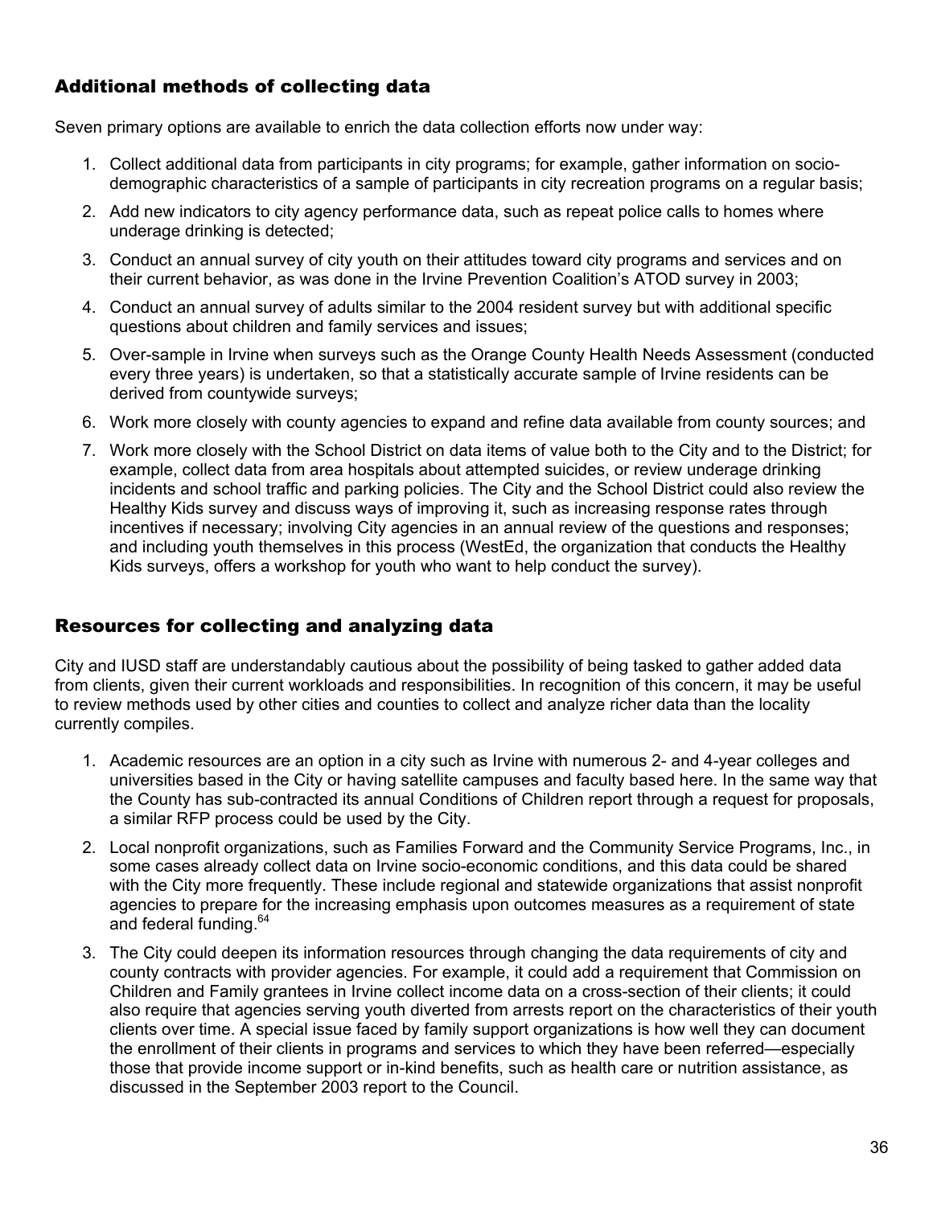## Additional methods of collecting data

Seven primary options are available to enrich the data collection efforts now under way:

1. Collect additional data from participants in city programs; for example, gather information on socio-demographic characteristics of a sample of participants in city recreation programs on a regular basis;
2. Add new indicators to city agency performance data, such as repeat police calls to homes where underage drinking is detected;
3. Conduct an annual survey of city youth on their attitudes toward city programs and services and on their current behavior, as was done in the Irvine Prevention Coalition's ATOD survey in 2003;
4. Conduct an annual survey of adults similar to the 2004 resident survey but with additional specific questions about children and family services and issues;
5. Over-sample in Irvine when surveys such as the Orange County Health Needs Assessment (conducted every three years) is undertaken, so that a statistically accurate sample of Irvine residents can be derived from countywide surveys;
6. Work more closely with county agencies to expand and refine data available from county sources; and
7. Work more closely with the School District on data items of value both to the City and to the District; for example, collect data from area hospitals about attempted suicides, or review underage drinking incidents and school traffic and parking policies. The City and the School District could also review the Healthy Kids survey and discuss ways of improving it, such as increasing response rates through incentives if necessary; involving City agencies in an annual review of the questions and responses; and including youth themselves in this process (WestEd, the organization that conducts the Healthy Kids surveys, offers a workshop for youth who want to help conduct the survey).

## Resources for collecting and analyzing data

City and IUSD staff are understandably cautious about the possibility of being tasked to gather added data from clients, given their current workloads and responsibilities. In recognition of this concern, it may be useful to review methods used by other cities and counties to collect and analyze richer data than the locality currently compiles.

1. Academic resources are an option in a city such as Irvine with numerous 2- and 4-year colleges and universities based in the City or having satellite campuses and faculty based here. In the same way that the County has sub-contracted its annual Conditions of Children report through a request for proposals, a similar RFP process could be used by the City.
2. Local nonprofit organizations, such as Families Forward and the Community Service Programs, Inc., in some cases already collect data on Irvine socio-economic conditions, and this data could be shared with the City more frequently. These include regional and statewide organizations that assist nonprofit agencies to prepare for the increasing emphasis upon outcomes measures as a requirement of state and federal funding.[64]
3. The City could deepen its information resources through changing the data requirements of city and county contracts with provider agencies. For example, it could add a requirement that Commission on Children and Family grantees in Irvine collect income data on a cross-section of their clients; it could also require that agencies serving youth diverted from arrests report on the characteristics of their youth clients over time. A special issue faced by family support organizations is how well they can document the enrollment of their clients in programs and services to which they have been referred—especially those that provide income support or in-kind benefits, such as health care or nutrition assistance, as discussed in the September 2003 report to the Council.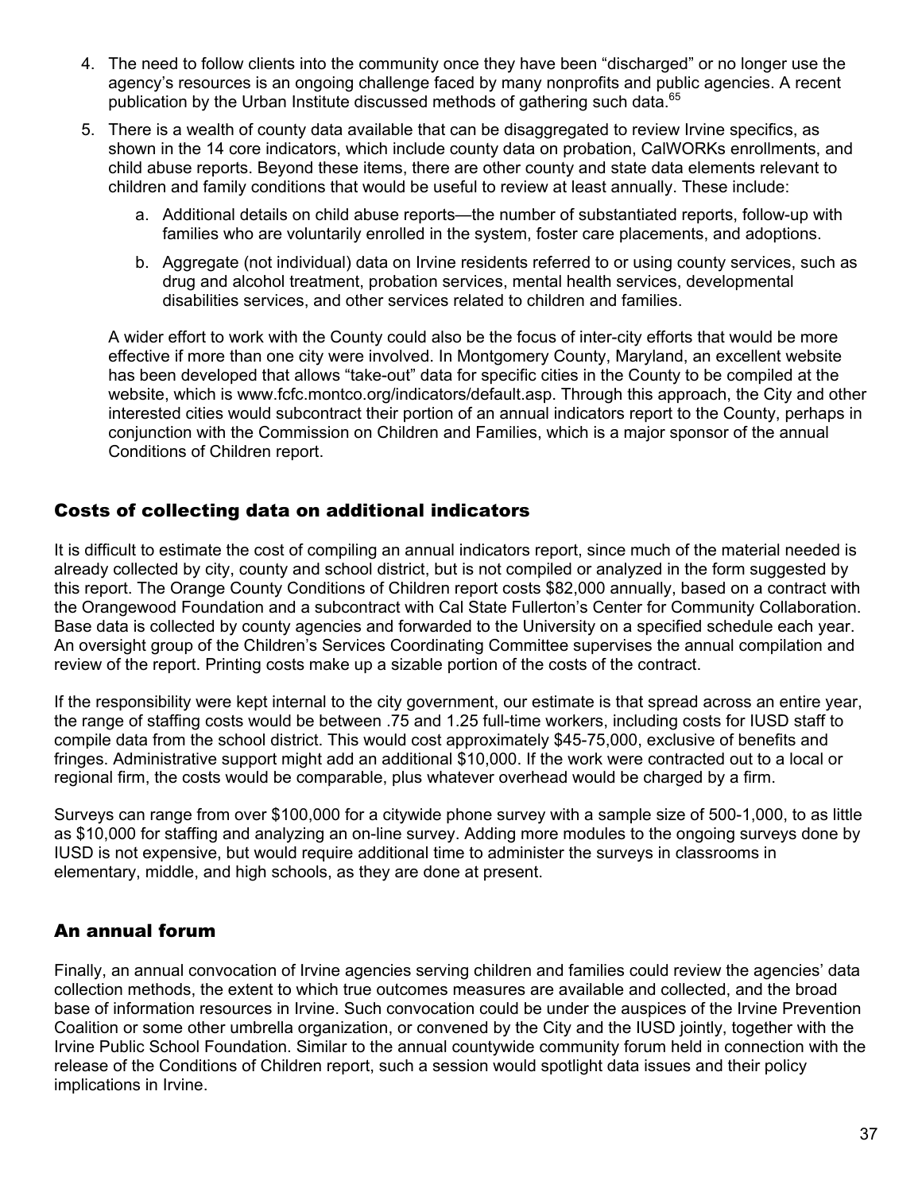4. The need to follow clients into the community once they have been "discharged" or no longer use the agency's resources is an ongoing challenge faced by many nonprofits and public agencies. A recent publication by the Urban Institute discussed methods of gathering such data.[65]

5. There is a wealth of county data available that can be disaggregated to review Irvine specifics, as shown in the 14 core indicators, which include county data on probation, CalWORKs enrollments, and child abuse reports. Beyond these items, there are other county and state data elements relevant to children and family conditions that would be useful to review at least annually. These include:

   a. Additional details on child abuse reports—the number of substantiated reports, follow-up with families who are voluntarily enrolled in the system, foster care placements, and adoptions.

   b. Aggregate (not individual) data on Irvine residents referred to or using county services, such as drug and alcohol treatment, probation services, mental health services, developmental disabilities services, and other services related to children and families.

   A wider effort to work with the County could also be the focus of inter-city efforts that would be more effective if more than one city were involved. In Montgomery County, Maryland, an excellent website has been developed that allows "take-out" data for specific cities in the County to be compiled at the website, which is www.fcfc.montco.org/indicators/default.asp. Through this approach, the City and other interested cities would subcontract their portion of an annual indicators report to the County, perhaps in conjunction with the Commission on Children and Families, which is a major sponsor of the annual Conditions of Children report.

## Costs of collecting data on additional indicators

It is difficult to estimate the cost of compiling an annual indicators report, since much of the material needed is already collected by city, county and school district, but is not compiled or analyzed in the form suggested by this report. The Orange County Conditions of Children report costs $82,000 annually, based on a contract with the Orangewood Foundation and a subcontract with Cal State Fullerton's Center for Community Collaboration. Base data is collected by county agencies and forwarded to the University on a specified schedule each year. An oversight group of the Children's Services Coordinating Committee supervises the annual compilation and review of the report. Printing costs make up a sizable portion of the costs of the contract.

If the responsibility were kept internal to the city government, our estimate is that spread across an entire year, the range of staffing costs would be between .75 and 1.25 full-time workers, including costs for IUSD staff to compile data from the school district. This would cost approximately $45-75,000, exclusive of benefits and fringes. Administrative support might add an additional $10,000. If the work were contracted out to a local or regional firm, the costs would be comparable, plus whatever overhead would be charged by a firm.

Surveys can range from over $100,000 for a citywide phone survey with a sample size of 500-1,000, to as little as $10,000 for staffing and analyzing an on-line survey. Adding more modules to the ongoing surveys done by IUSD is not expensive, but would require additional time to administer the surveys in classrooms in elementary, middle, and high schools, as they are done at present.

## An annual forum

Finally, an annual convocation of Irvine agencies serving children and families could review the agencies' data collection methods, the extent to which true outcomes measures are available and collected, and the broad base of information resources in Irvine. Such convocation could be under the auspices of the Irvine Prevention Coalition or some other umbrella organization, or convened by the City and the IUSD jointly, together with the Irvine Public School Foundation. Similar to the annual countywide community forum held in connection with the release of the Conditions of Children report, such a session would spotlight data issues and their policy implications in Irvine.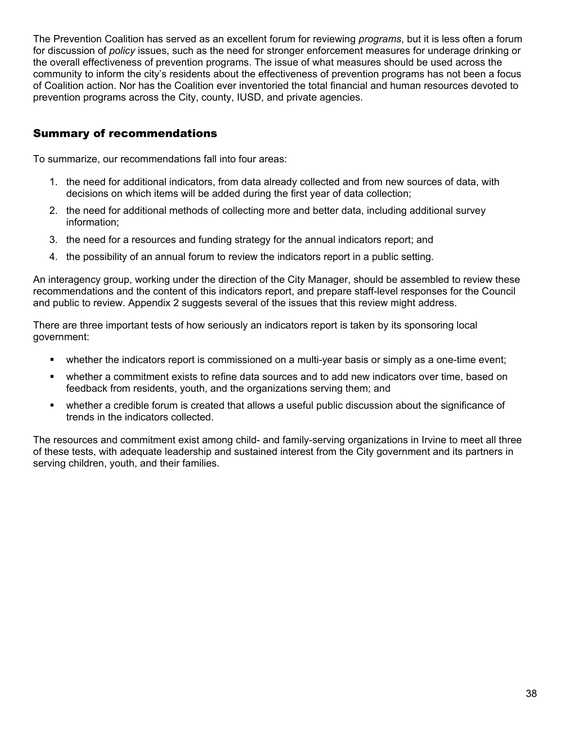The Prevention Coalition has served as an excellent forum for reviewing *programs*, but it is less often a forum for discussion of *policy* issues, such as the need for stronger enforcement measures for underage drinking or the overall effectiveness of prevention programs. The issue of what measures should be used across the community to inform the city's residents about the effectiveness of prevention programs has not been a focus of Coalition action. Nor has the Coalition ever inventoried the total financial and human resources devoted to prevention programs across the City, county, IUSD, and private agencies.

## Summary of recommendations

To summarize, our recommendations fall into four areas:

1. the need for additional indicators, from data already collected and from new sources of data, with decisions on which items will be added during the first year of data collection;
2. the need for additional methods of collecting more and better data, including additional survey information;
3. the need for a resources and funding strategy for the annual indicators report; and
4. the possibility of an annual forum to review the indicators report in a public setting.

An interagency group, working under the direction of the City Manager, should be assembled to review these recommendations and the content of this indicators report, and prepare staff-level responses for the Council and public to review. Appendix 2 suggests several of the issues that this review might address.

There are three important tests of how seriously an indicators report is taken by its sponsoring local government:

- whether the indicators report is commissioned on a multi-year basis or simply as a one-time event;
- whether a commitment exists to refine data sources and to add new indicators over time, based on feedback from residents, youth, and the organizations serving them; and
- whether a credible forum is created that allows a useful public discussion about the significance of trends in the indicators collected.

The resources and commitment exist among child- and family-serving organizations in Irvine to meet all three of these tests, with adequate leadership and sustained interest from the City government and its partners in serving children, youth, and their families.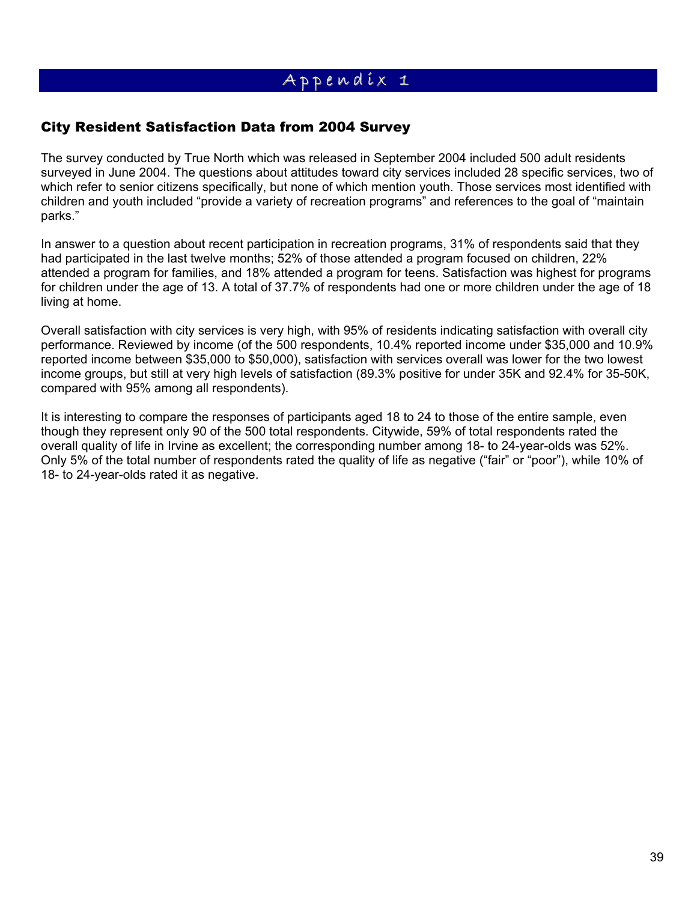# Appendix 1

## City Resident Satisfaction Data from 2004 Survey

The survey conducted by True North which was released in September 2004 included 500 adult residents surveyed in June 2004. The questions about attitudes toward city services included 28 specific services, two of which refer to senior citizens specifically, but none of which mention youth. Those services most identified with children and youth included "provide a variety of recreation programs" and references to the goal of "maintain parks."

In answer to a question about recent participation in recreation programs, 31% of respondents said that they had participated in the last twelve months; 52% of those attended a program focused on children, 22% attended a program for families, and 18% attended a program for teens. Satisfaction was highest for programs for children under the age of 13. A total of 37.7% of respondents had one or more children under the age of 18 living at home.

Overall satisfaction with city services is very high, with 95% of residents indicating satisfaction with overall city performance. Reviewed by income (of the 500 respondents, 10.4% reported income under $35,000 and 10.9% reported income between $35,000 to $50,000), satisfaction with services overall was lower for the two lowest income groups, but still at very high levels of satisfaction (89.3% positive for under 35K and 92.4% for 35-50K, compared with 95% among all respondents).

It is interesting to compare the responses of participants aged 18 to 24 to those of the entire sample, even though they represent only 90 of the 500 total respondents. Citywide, 59% of total respondents rated the overall quality of life in Irvine as excellent; the corresponding number among 18- to 24-year-olds was 52%. Only 5% of the total number of respondents rated the quality of life as negative ("fair" or "poor"), while 10% of 18- to 24-year-olds rated it as negative.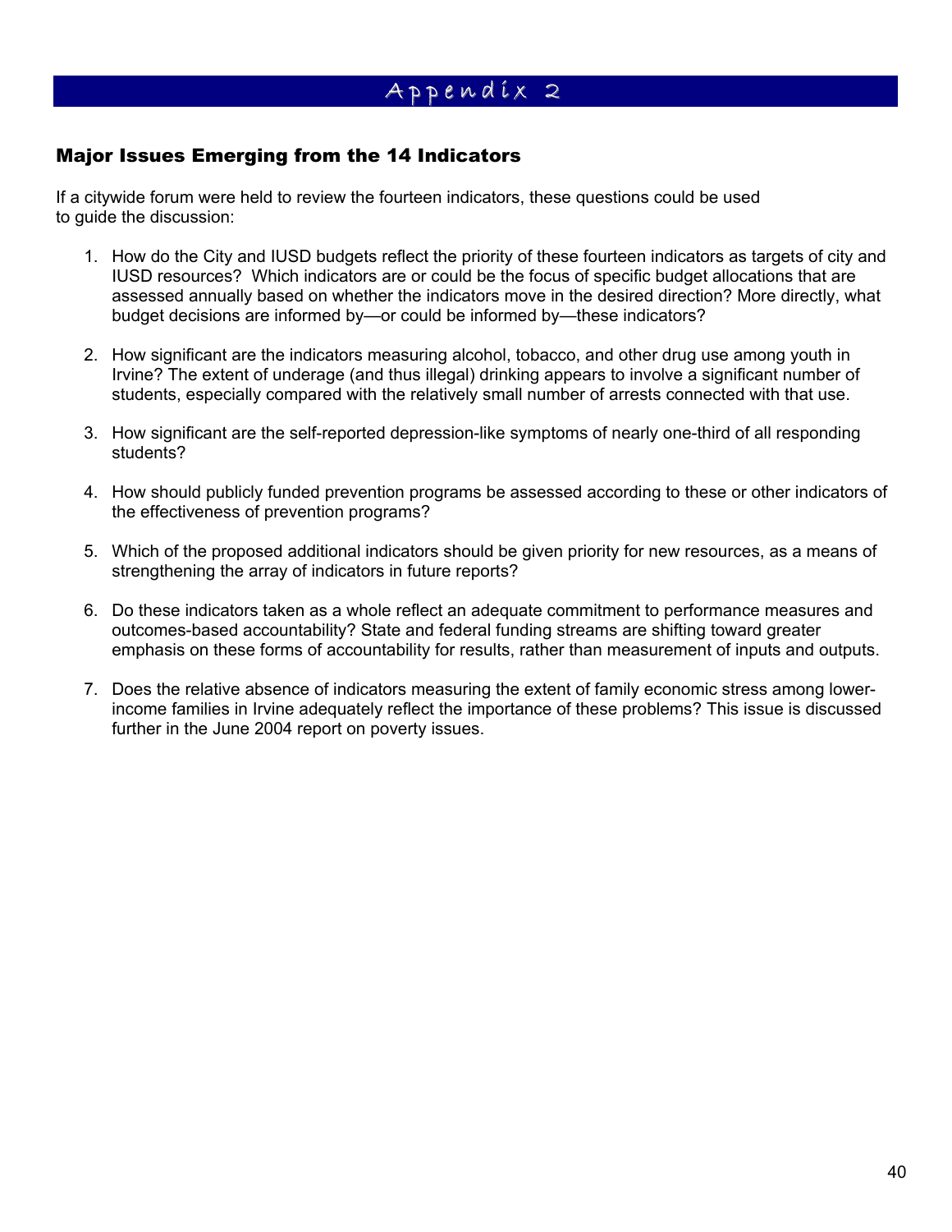# Appendix 2

## Major Issues Emerging from the 14 Indicators

If a citywide forum were held to review the fourteen indicators, these questions could be used to guide the discussion:

1. How do the City and IUSD budgets reflect the priority of these fourteen indicators as targets of city and IUSD resources? Which indicators are or could be the focus of specific budget allocations that are assessed annually based on whether the indicators move in the desired direction? More directly, what budget decisions are informed by—or could be informed by—these indicators?

2. How significant are the indicators measuring alcohol, tobacco, and other drug use among youth in Irvine? The extent of underage (and thus illegal) drinking appears to involve a significant number of students, especially compared with the relatively small number of arrests connected with that use.

3. How significant are the self-reported depression-like symptoms of nearly one-third of all responding students?

4. How should publicly funded prevention programs be assessed according to these or other indicators of the effectiveness of prevention programs?

5. Which of the proposed additional indicators should be given priority for new resources, as a means of strengthening the array of indicators in future reports?

6. Do these indicators taken as a whole reflect an adequate commitment to performance measures and outcomes-based accountability? State and federal funding streams are shifting toward greater emphasis on these forms of accountability for results, rather than measurement of inputs and outputs.

7. Does the relative absence of indicators measuring the extent of family economic stress among lower-income families in Irvine adequately reflect the importance of these problems? This issue is discussed further in the June 2004 report on poverty issues.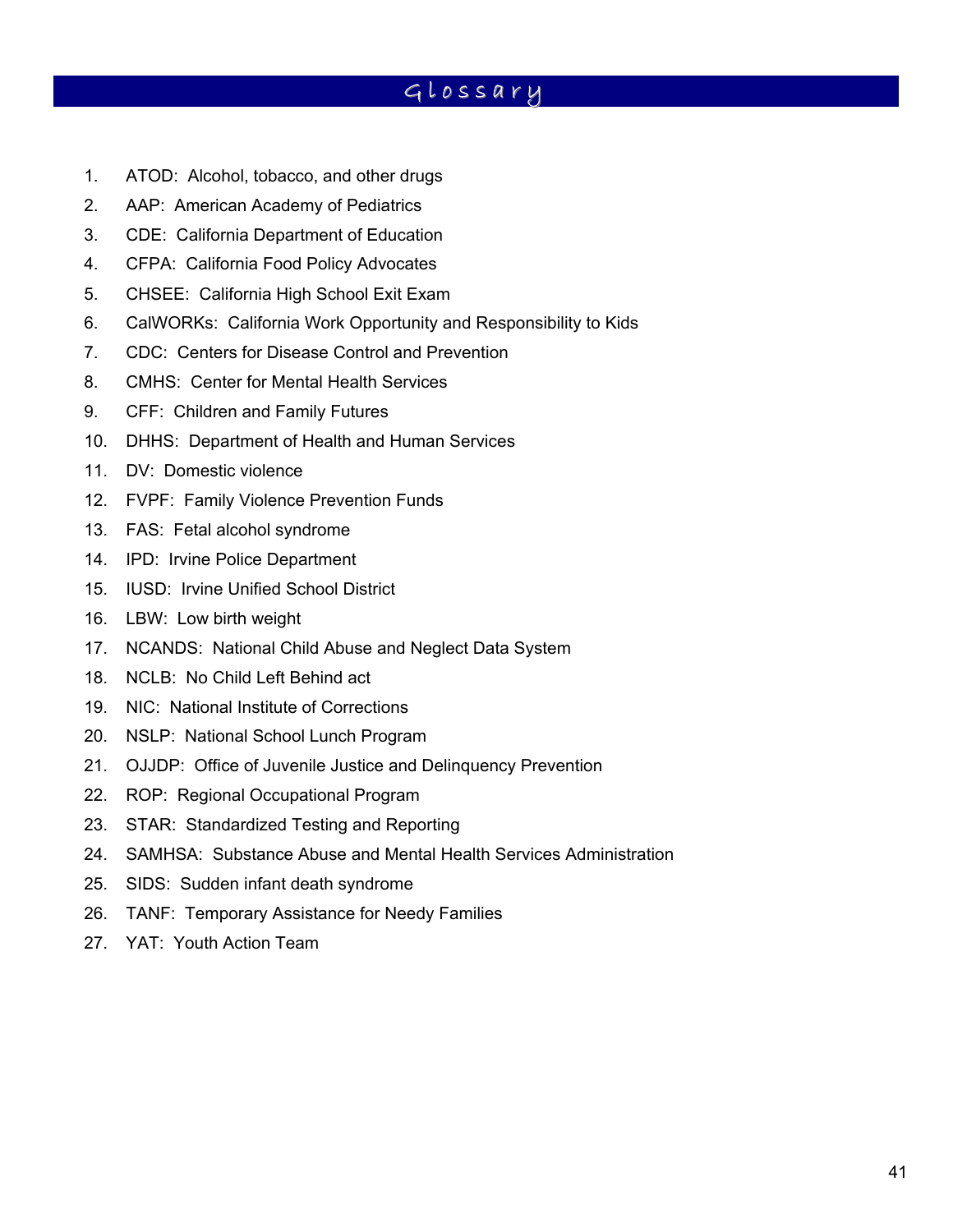# Glossary

1. ATOD: Alcohol, tobacco, and other drugs
2. AAP: American Academy of Pediatrics
3. CDE: California Department of Education
4. CFPA: California Food Policy Advocates
5. CHSEE: California High School Exit Exam
6. CalWORKs: California Work Opportunity and Responsibility to Kids
7. CDC: Centers for Disease Control and Prevention
8. CMHS: Center for Mental Health Services
9. CFF: Children and Family Futures
10. DHHS: Department of Health and Human Services
11. DV: Domestic violence
12. FVPF: Family Violence Prevention Funds
13. FAS: Fetal alcohol syndrome
14. IPD: Irvine Police Department
15. IUSD: Irvine Unified School District
16. LBW: Low birth weight
17. NCANDS: National Child Abuse and Neglect Data System
18. NCLB: No Child Left Behind act
19. NIC: National Institute of Corrections
20. NSLP: National School Lunch Program
21. OJJDP: Office of Juvenile Justice and Delinquency Prevention
22. ROP: Regional Occupational Program
23. STAR: Standardized Testing and Reporting
24. SAMHSA: Substance Abuse and Mental Health Services Administration
25. SIDS: Sudden infant death syndrome
26. TANF: Temporary Assistance for Needy Families
27. YAT: Youth Action Team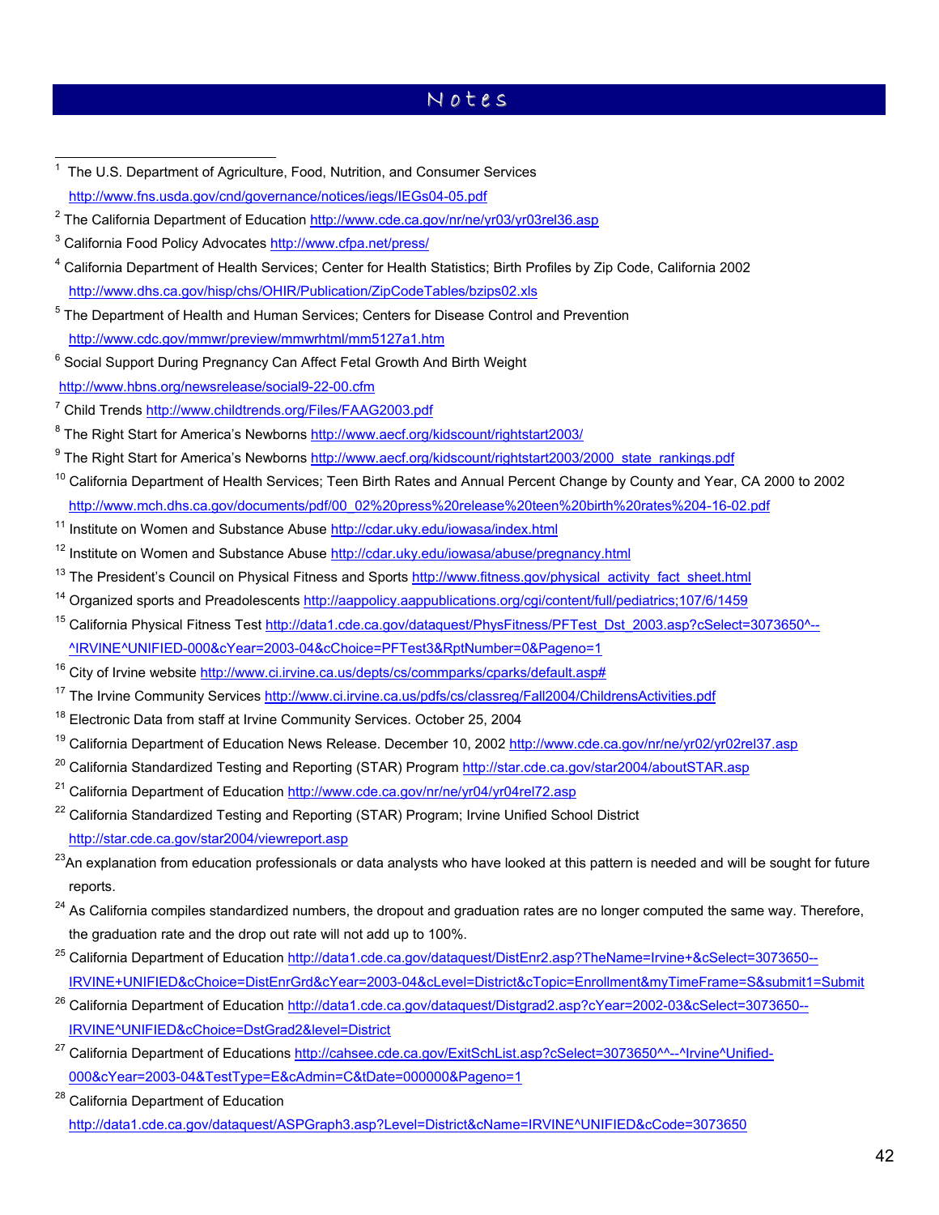# Notes

[1] The U.S. Department of Agriculture, Food, Nutrition, and Consumer Services http://www.fns.usda.gov/cnd/governance/notices/iegs/IEGs04-05.pdf

[2] The California Department of Education http://www.cde.ca.gov/nr/ne/yr03/yr03rel36.asp

[3] California Food Policy Advocates http://www.cfpa.net/press/

[4] California Department of Health Services; Center for Health Statistics; Birth Profiles by Zip Code, California 2002 http://www.dhs.ca.gov/hisp/chs/OHIR/Publication/ZipCodeTables/bzips02.xls

[5] The Department of Health and Human Services; Centers for Disease Control and Prevention http://www.cdc.gov/mmwr/preview/mmwrhtml/mm5127a1.htm

[6] Social Support During Pregnancy Can Affect Fetal Growth And Birth Weight http://www.hbns.org/newsrelease/social9-22-00.cfm

[7] Child Trends http://www.childtrends.org/Files/FAAG2003.pdf

[8] The Right Start for America's Newborns http://www.aecf.org/kidscount/rightstart2003/

[9] The Right Start for America's Newborns http://www.aecf.org/kidscount/rightstart2003/2000_state_rankings.pdf

[10] California Department of Health Services; Teen Birth Rates and Annual Percent Change by County and Year, CA 2000 to 2002 http://www.mch.dhs.ca.gov/documents/pdf/00_02%20press%20release%20teen%20birth%20rates%204-16-02.pdf

[11] Institute on Women and Substance Abuse http://cdar.uky.edu/iowasa/index.html

[12] Institute on Women and Substance Abuse http://cdar.uky.edu/iowasa/abuse/pregnancy.html

[13] The President's Council on Physical Fitness and Sports http://www.fitness.gov/physical_activity_fact_sheet.html

[14] Organized sports and Preadolescents http://aappolicy.aappublications.org/cgi/content/full/pediatrics;107/6/1459

[15] California Physical Fitness Test http://data1.cde.ca.gov/dataquest/PhysFitness/PFTest_Dst_2003.asp?cSelect=3073650^--^IRVINE^UNIFIED-000&cYear=2003-04&cChoice=PFTest3&RptNumber=0&Pageno=1

[16] City of Irvine website http://www.ci.irvine.ca.us/depts/cs/commparks/cparks/default.asp#

[17] The Irvine Community Services http://www.ci.irvine.ca.us/pdfs/cs/classreg/Fall2004/ChildrensActivities.pdf

[18] Electronic Data from staff at Irvine Community Services. October 25, 2004

[19] California Department of Education News Release. December 10, 2002 http://www.cde.ca.gov/nr/ne/yr02/yr02rel37.asp

[20] California Standardized Testing and Reporting (STAR) Program http://star.cde.ca.gov/star2004/aboutSTAR.asp

[21] California Department of Education http://www.cde.ca.gov/nr/ne/yr04/yr04rel72.asp

[22] California Standardized Testing and Reporting (STAR) Program; Irvine Unified School District http://star.cde.ca.gov/star2004/viewreport.asp

[23] An explanation from education professionals or data analysts who have looked at this pattern is needed and will be sought for future reports.

[24] As California compiles standardized numbers, the dropout and graduation rates are no longer computed the same way. Therefore, the graduation rate and the drop out rate will not add up to 100%.

[25] California Department of Education http://data1.cde.ca.gov/dataquest/DistEnr2.asp?TheName=Irvine+&cSelect=3073650--IRVINE+UNIFIED&cChoice=DistEnrGrd&cYear=2003-04&cLevel=District&cTopic=Enrollment&myTimeFrame=S&submit1=Submit

[26] California Department of Education http://data1.cde.ca.gov/dataquest/Distgrad2.asp?cYear=2002-03&cSelect=3073650--IRVINE^UNIFIED&cChoice=DstGrad2&level=District

[27] California Department of Educations http://cahsee.cde.ca.gov/ExitSchList.asp?cSelect=3073650^^--^Irvine^Unified-000&cYear=2003-04&TestType=E&cAdmin=C&tDate=000000&Pageno=1

[28] California Department of Education http://data1.cde.ca.gov/dataquest/ASPGraph3.asp?Level=District&cName=IRVINE^UNIFIED&cCode=3073650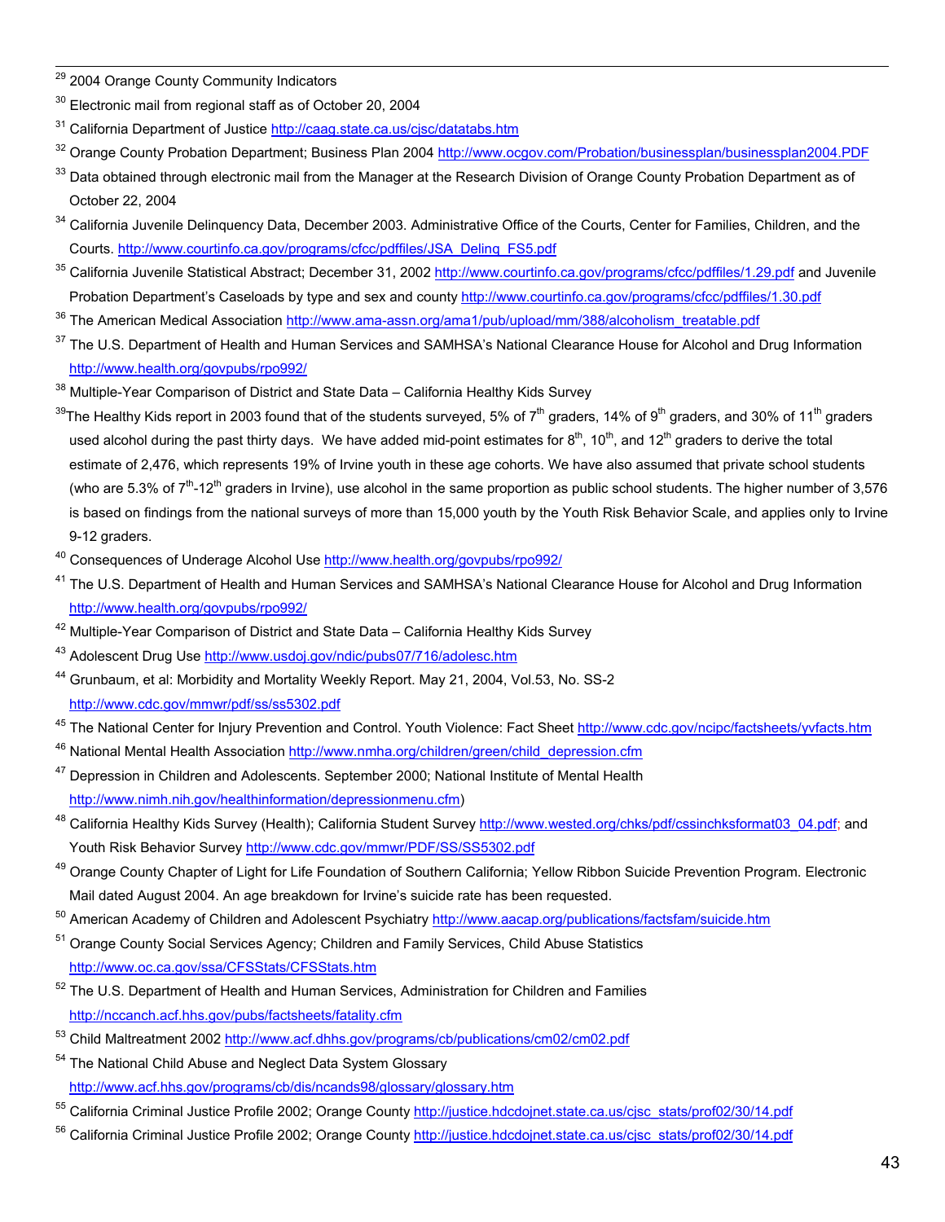[29] 2004 Orange County Community Indicators

[30] Electronic mail from regional staff as of October 20, 2004

[31] California Department of Justice http://caag.state.ca.us/cjsc/datatabs.htm

[32] Orange County Probation Department; Business Plan 2004 http://www.ocgov.com/Probation/businessplan/businessplan2004.PDF

[33] Data obtained through electronic mail from the Manager at the Research Division of Orange County Probation Department as of October 22, 2004

[34] California Juvenile Delinquency Data, December 2003. Administrative Office of the Courts, Center for Families, Children, and the Courts. http://www.courtinfo.ca.gov/programs/cfcc/pdffiles/JSA_Delinq_FS5.pdf

[35] California Juvenile Statistical Abstract; December 31, 2002 http://www.courtinfo.ca.gov/programs/cfcc/pdffiles/1.29.pdf and Juvenile Probation Department's Caseloads by type and sex and county http://www.courtinfo.ca.gov/programs/cfcc/pdffiles/1.30.pdf

[36] The American Medical Association http://www.ama-assn.org/ama1/pub/upload/mm/388/alcoholism_treatable.pdf

[37] The U.S. Department of Health and Human Services and SAMHSA's National Clearance House for Alcohol and Drug Information http://www.health.org/govpubs/rpo992/

[38] Multiple-Year Comparison of District and State Data – California Healthy Kids Survey

[39] The Healthy Kids report in 2003 found that of the students surveyed, 5% of 7th graders, 14% of 9th graders, and 30% of 11th graders used alcohol during the past thirty days. We have added mid-point estimates for 8th, 10th, and 12th graders to derive the total estimate of 2,476, which represents 19% of Irvine youth in these age cohorts. We have also assumed that private school students (who are 5.3% of 7th-12th graders in Irvine), use alcohol in the same proportion as public school students. The higher number of 3,576 is based on findings from the national surveys of more than 15,000 youth by the Youth Risk Behavior Scale, and applies only to Irvine 9-12 graders.

[40] Consequences of Underage Alcohol Use http://www.health.org/govpubs/rpo992/

[41] The U.S. Department of Health and Human Services and SAMHSA's National Clearance House for Alcohol and Drug Information http://www.health.org/govpubs/rpo992/

[42] Multiple-Year Comparison of District and State Data – California Healthy Kids Survey

[43] Adolescent Drug Use http://www.usdoj.gov/ndic/pubs07/716/adolesc.htm

[44] Grunbaum, et al: Morbidity and Mortality Weekly Report. May 21, 2004, Vol.53, No. SS-2 http://www.cdc.gov/mmwr/pdf/ss/ss5302.pdf

[45] The National Center for Injury Prevention and Control. Youth Violence: Fact Sheet http://www.cdc.gov/ncipc/factsheets/yvfacts.htm

[46] National Mental Health Association http://www.nmha.org/children/green/child_depression.cfm

[47] Depression in Children and Adolescents. September 2000; National Institute of Mental Health http://www.nimh.nih.gov/healthinformation/depressionmenu.cfm)

[48] California Healthy Kids Survey (Health); California Student Survey http://www.wested.org/chks/pdf/cssinchksformat03_04.pdf; and Youth Risk Behavior Survey http://www.cdc.gov/mmwr/PDF/SS/SS5302.pdf

[49] Orange County Chapter of Light for Life Foundation of Southern California; Yellow Ribbon Suicide Prevention Program. Electronic Mail dated August 2004. An age breakdown for Irvine's suicide rate has been requested.

[50] American Academy of Children and Adolescent Psychiatry http://www.aacap.org/publications/factsfam/suicide.htm

[51] Orange County Social Services Agency; Children and Family Services, Child Abuse Statistics http://www.oc.ca.gov/ssa/CFSStats/CFSStats.htm

[52] The U.S. Department of Health and Human Services, Administration for Children and Families http://nccanch.acf.hhs.gov/pubs/factsheets/fatality.cfm

[53] Child Maltreatment 2002 http://www.acf.dhhs.gov/programs/cb/publications/cm02/cm02.pdf

[54] The National Child Abuse and Neglect Data System Glossary http://www.acf.hhs.gov/programs/cb/dis/ncands98/glossary/glossary.htm

[55] California Criminal Justice Profile 2002; Orange County http://justice.hdcdojnet.state.ca.us/cjsc_stats/prof02/30/14.pdf

[56] California Criminal Justice Profile 2002; Orange County http://justice.hdcdojnet.state.ca.us/cjsc_stats/prof02/30/14.pdf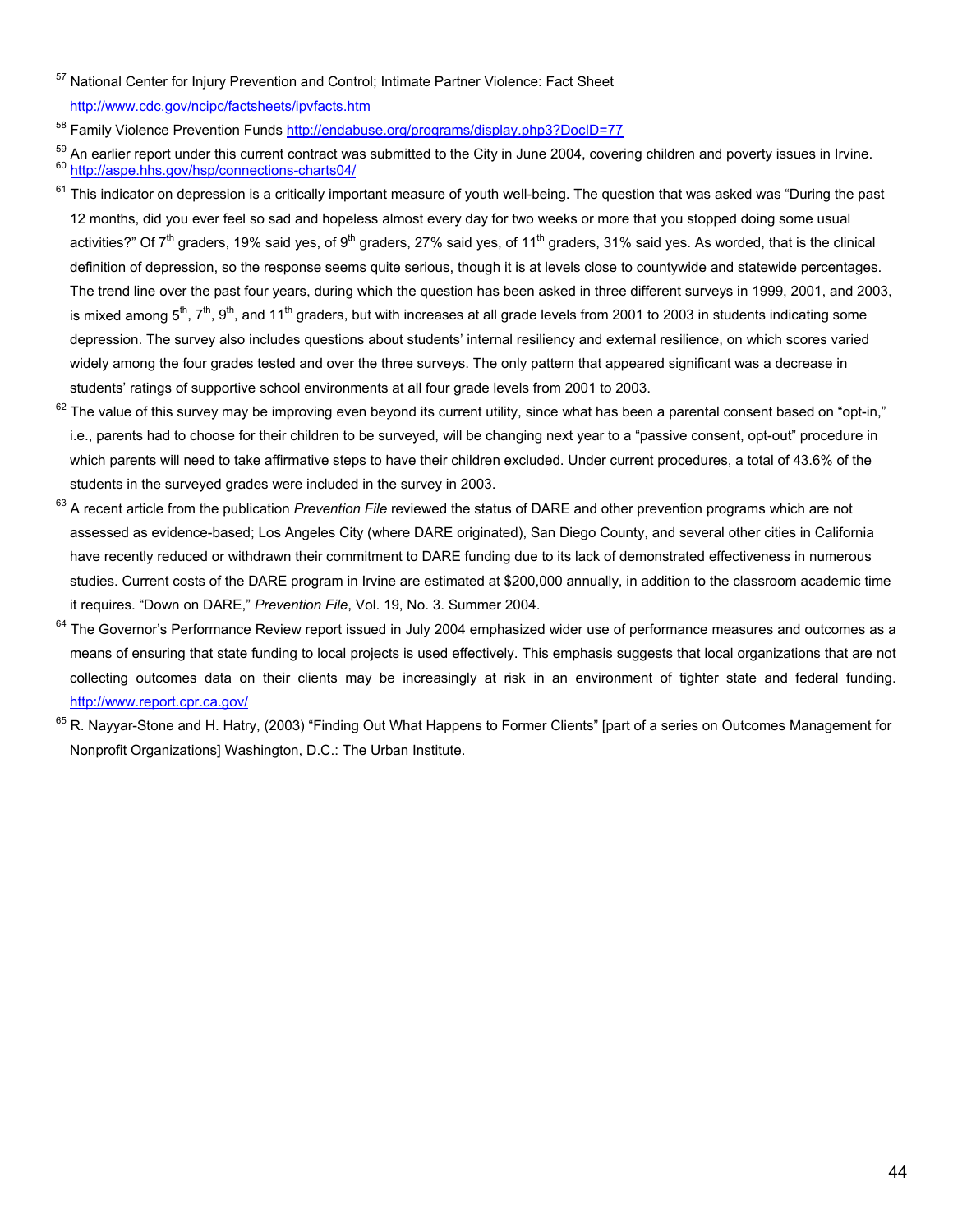[57] National Center for Injury Prevention and Control; Intimate Partner Violence: Fact Sheet http://www.cdc.gov/ncipc/factsheets/ipvfacts.htm

[58] Family Violence Prevention Funds http://endabuse.org/programs/display.php3?DocID=77

[59] An earlier report under this current contract was submitted to the City in June 2004, covering children and poverty issues in Irvine.

[60] http://aspe.hhs.gov/hsp/connections-charts04/

[61] This indicator on depression is a critically important measure of youth well-being. The question that was asked was "During the past 12 months, did you ever feel so sad and hopeless almost every day for two weeks or more that you stopped doing some usual activities?" Of 7th graders, 19% said yes, of 9th graders, 27% said yes, of 11th graders, 31% said yes. As worded, that is the clinical definition of depression, so the response seems quite serious, though it is at levels close to countywide and statewide percentages. The trend line over the past four years, during which the question has been asked in three different surveys in 1999, 2001, and 2003, is mixed among 5th, 7th, 9th, and 11th graders, but with increases at all grade levels from 2001 to 2003 in students indicating some depression. The survey also includes questions about students' internal resiliency and external resilience, on which scores varied widely among the four grades tested and over the three surveys. The only pattern that appeared significant was a decrease in students' ratings of supportive school environments at all four grade levels from 2001 to 2003.

[62] The value of this survey may be improving even beyond its current utility, since what has been a parental consent based on "opt-in," i.e., parents had to choose for their children to be surveyed, will be changing next year to a "passive consent, opt-out" procedure in which parents will need to take affirmative steps to have their children excluded. Under current procedures, a total of 43.6% of the students in the surveyed grades were included in the survey in 2003.

[63] A recent article from the publication *Prevention File* reviewed the status of DARE and other prevention programs which are not assessed as evidence-based; Los Angeles City (where DARE originated), San Diego County, and several other cities in California have recently reduced or withdrawn their commitment to DARE funding due to its lack of demonstrated effectiveness in numerous studies. Current costs of the DARE program in Irvine are estimated at $200,000 annually, in addition to the classroom academic time it requires. "Down on DARE," *Prevention File*, Vol. 19, No. 3. Summer 2004.

[64] The Governor's Performance Review report issued in July 2004 emphasized wider use of performance measures and outcomes as a means of ensuring that state funding to local projects is used effectively. This emphasis suggests that local organizations that are not collecting outcomes data on their clients may be increasingly at risk in an environment of tighter state and federal funding. http://www.report.cpr.ca.gov/

[65] R. Nayyar-Stone and H. Hatry, (2003) "Finding Out What Happens to Former Clients" [part of a series on Outcomes Management for Nonprofit Organizations] Washington, D.C.: The Urban Institute.